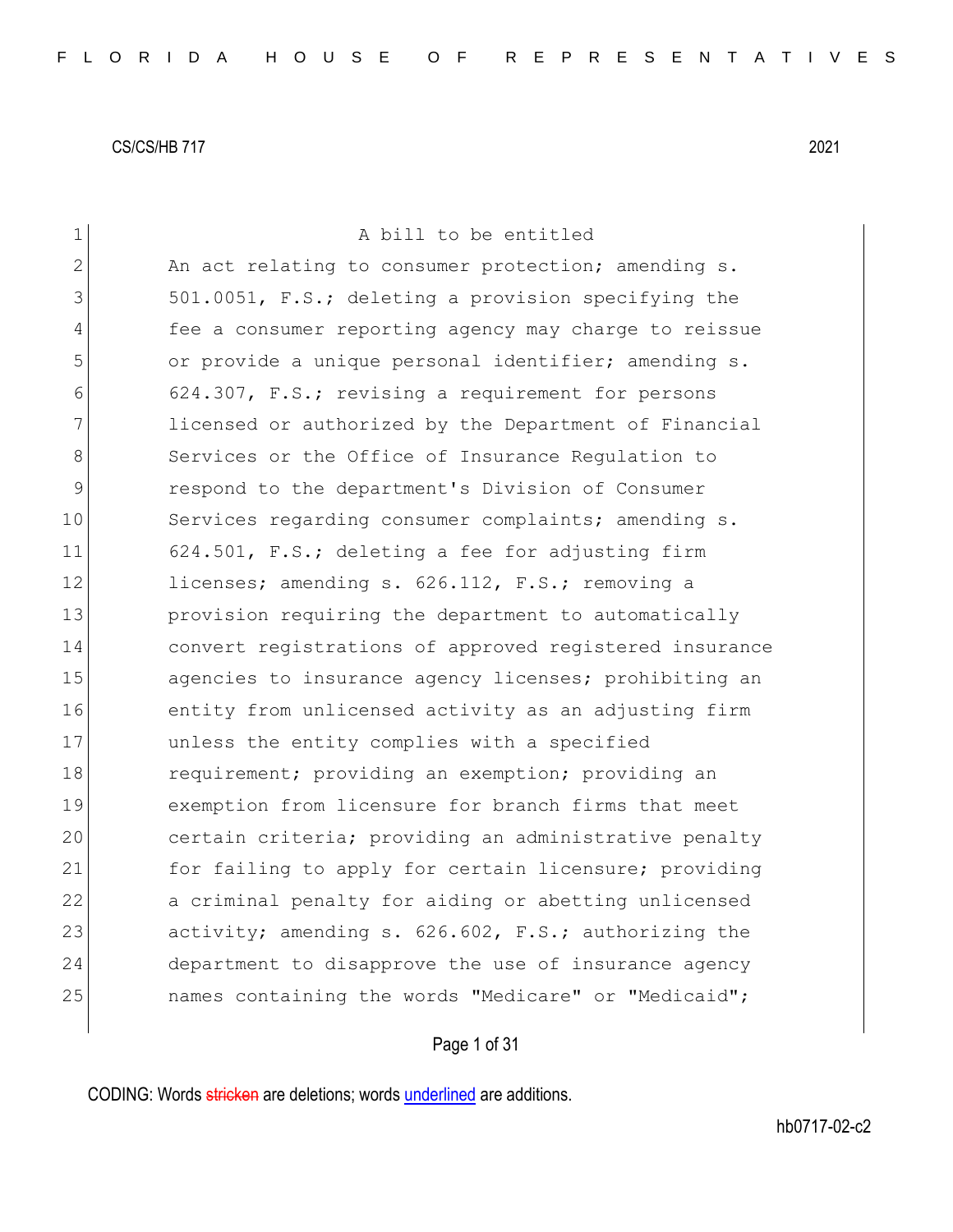CS/CS/HB 717 2021

A bill to be entitled

An act relating to consumer protection; amending s. 501.0051, F.S.; deleting a provision specifying the fee a consumer reporting agency may charge to reissue or provide a unique personal identifier; amending s. 624.307, F.S.; revising a requirement for persons licensed or authorized by the Department of Financial Services or the Office of Insurance Regulation to respond to the department's Division of Consumer Services regarding consumer complaints; amending s. 624.501, F.S.; deleting a fee for adjusting firm licenses; amending s. 626.112, F.S.; removing a provision requiring the department to automatically convert registrations of approved registered insurance agencies to insurance agency licenses; prohibiting an entity from unlicensed activity as an adjusting firm unless the entity complies with a specified requirement; providing an exemption; providing an exemption from licensure for branch firms that meet certain criteria; providing an administrative penalty for failing to apply for certain licensure; providing a criminal penalty for aiding or abetting unlicensed activity; amending s. 626.602, F.S.; authorizing the department to disapprove the use of insurance agency names containing the words "Medicare" or "Medicaid";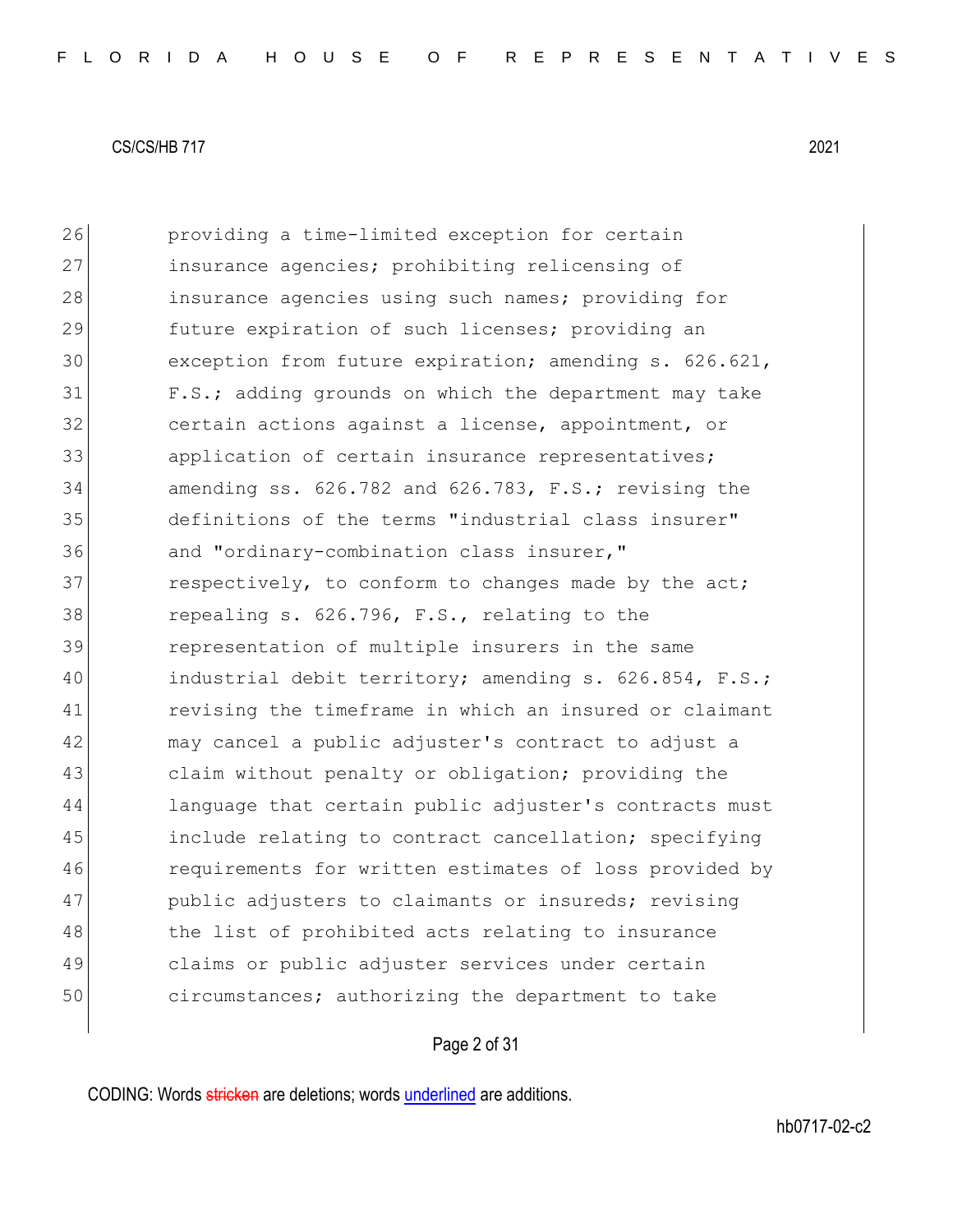26 providing a time-limited exception for certain
27 insurance agencies; prohibiting relicensing of
28 insurance agencies using such names; providing for
29 future expiration of such licenses; providing an
30 exception from future expiration; amending s. 626.621,
31 F.S.; adding grounds on which the department may take
32 certain actions against a license, appointment, or
33 application of certain insurance representatives;
34 amending ss. 626.782 and 626.783, F.S.; revising the
35 definitions of the terms "industrial class insurer"
36 and "ordinary-combination class insurer,"
37 respectively, to conform to changes made by the act;
38 repealing s. 626.796, F.S., relating to the
39 representation of multiple insurers in the same
40 industrial debit territory; amending s. 626.854, F.S.;
41 revising the timeframe in which an insured or claimant
42 may cancel a public adjuster's contract to adjust a
43 claim without penalty or obligation; providing the
44 language that certain public adjuster's contracts must
45 include relating to contract cancellation; specifying
46 requirements for written estimates of loss provided by
47 public adjusters to claimants or insureds; revising
48 the list of prohibited acts relating to insurance
49 claims or public adjuster services under certain
50 circumstances; authorizing the department to take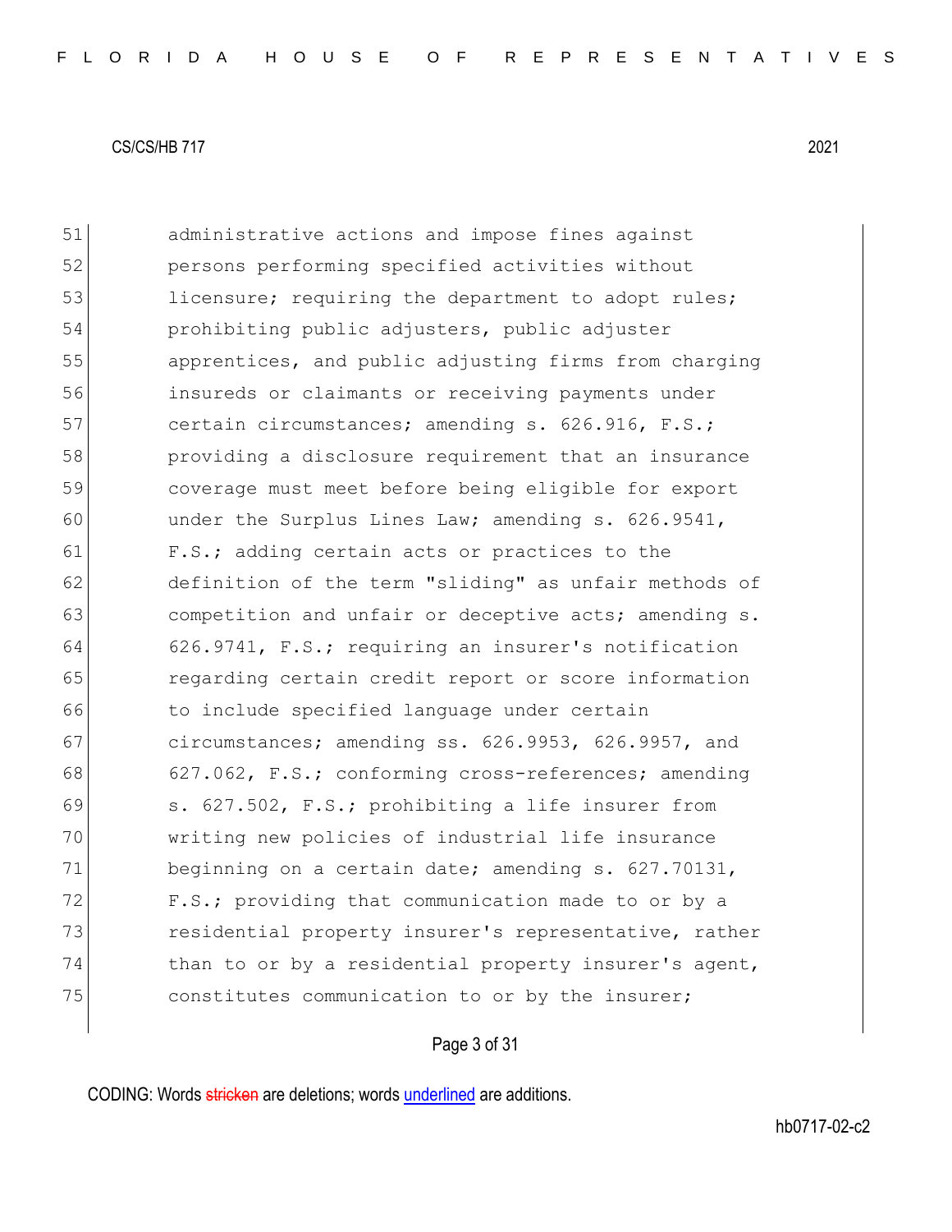51 administrative actions and impose fines against
52 persons performing specified activities without
53 licensure; requiring the department to adopt rules;
54 prohibiting public adjusters, public adjuster
55 apprentices, and public adjusting firms from charging
56 insureds or claimants or receiving payments under
57 certain circumstances; amending s. 626.916, F.S.;
58 providing a disclosure requirement that an insurance
59 coverage must meet before being eligible for export
60 under the Surplus Lines Law; amending s. 626.9541,
61 F.S.; adding certain acts or practices to the
62 definition of the term "sliding" as unfair methods of
63 competition and unfair or deceptive acts; amending s.
64 626.9741, F.S.; requiring an insurer's notification
65 regarding certain credit report or score information
66 to include specified language under certain
67 circumstances; amending ss. 626.9953, 626.9957, and
68 627.062, F.S.; conforming cross-references; amending
69 s. 627.502, F.S.; prohibiting a life insurer from
70 writing new policies of industrial life insurance
71 beginning on a certain date; amending s. 627.70131,
72 F.S.; providing that communication made to or by a
73 residential property insurer's representative, rather
74 than to or by a residential property insurer's agent,
75 constitutes communication to or by the insurer;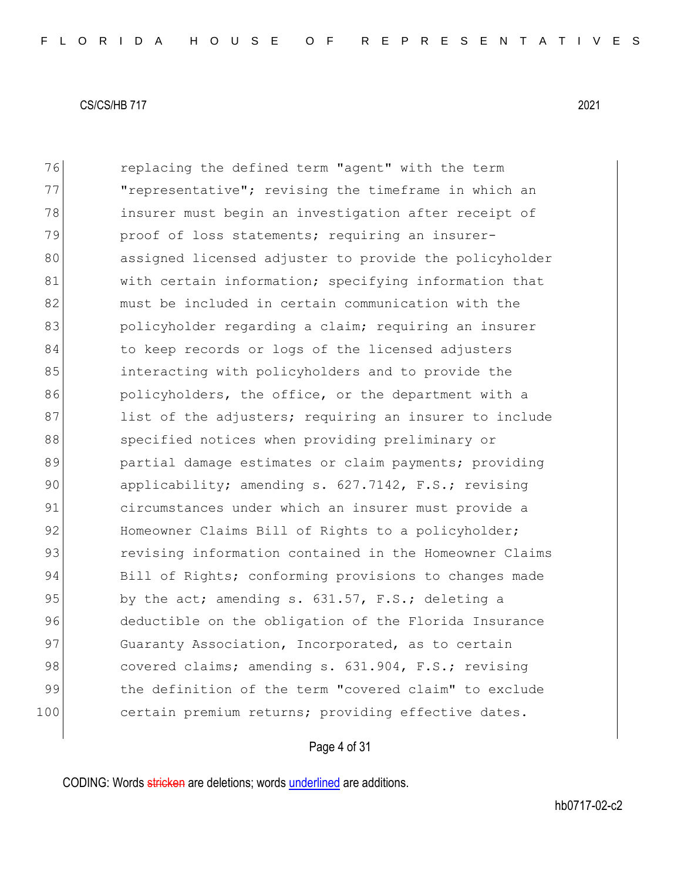replacing the defined term "agent" with the term "representative"; revising the timeframe in which an insurer must begin an investigation after receipt of proof of loss statements; requiring an insurer-assigned licensed adjuster to provide the policyholder with certain information; specifying information that must be included in certain communication with the policyholder regarding a claim; requiring an insurer to keep records or logs of the licensed adjusters interacting with policyholders and to provide the policyholders, the office, or the department with a list of the adjusters; requiring an insurer to include specified notices when providing preliminary or partial damage estimates or claim payments; providing applicability; amending s. 627.7142, F.S.; revising circumstances under which an insurer must provide a Homeowner Claims Bill of Rights to a policyholder; revising information contained in the Homeowner Claims Bill of Rights; conforming provisions to changes made by the act; amending s. 631.57, F.S.; deleting a deductible on the obligation of the Florida Insurance Guaranty Association, Incorporated, as to certain covered claims; amending s. 631.904, F.S.; revising the definition of the term "covered claim" to exclude certain premium returns; providing effective dates.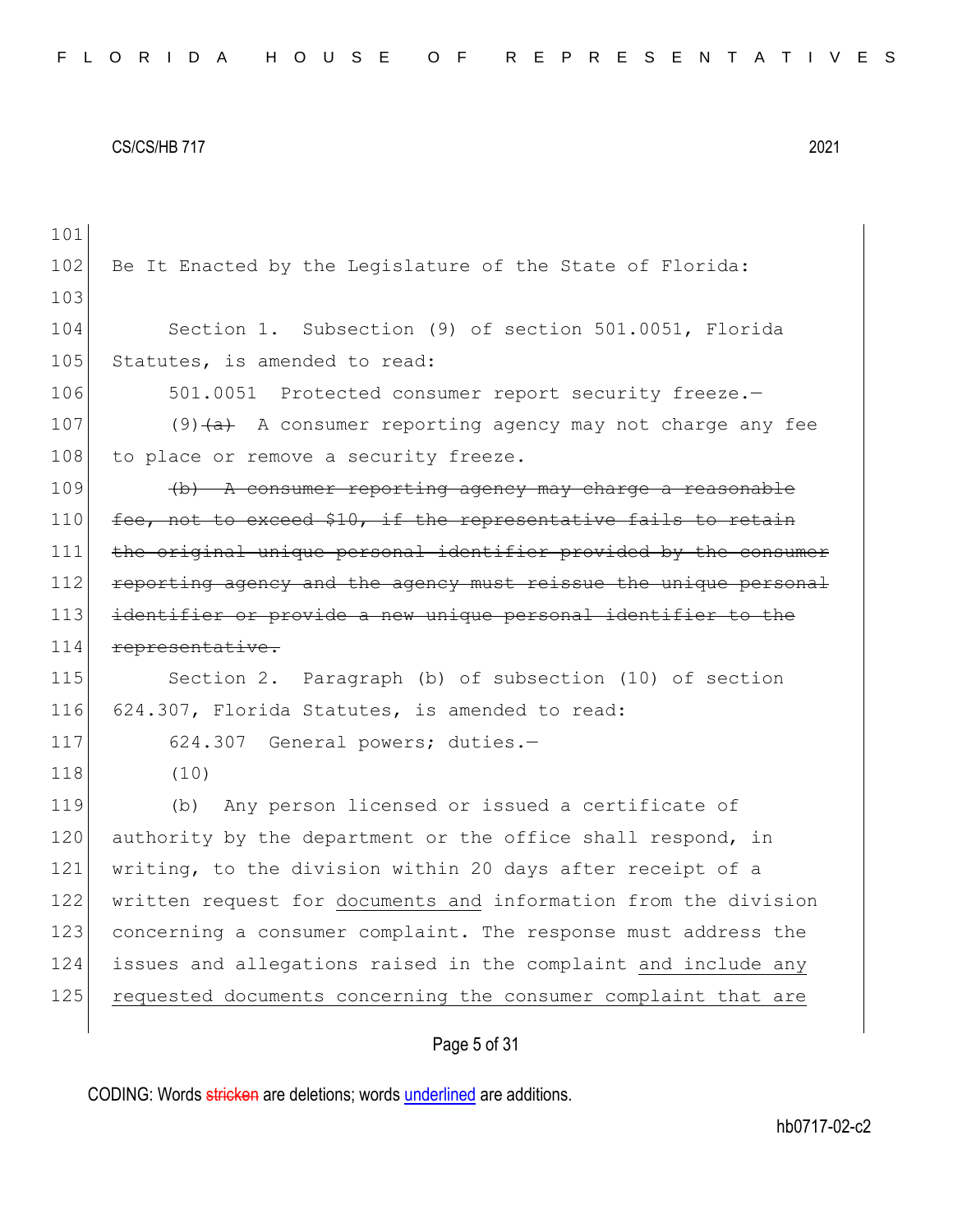Be It Enacted by the Legislature of the State of Florida:

Section 1. Subsection (9) of section 501.0051, Florida Statutes, is amended to read:

501.0051 Protected consumer report security freeze.—

(9) ~~(a)~~ A consumer reporting agency may not charge any fee to place or remove a security freeze.

~~(b) A consumer reporting agency may charge a reasonable fee, not to exceed $10, if the representative fails to retain the original unique personal identifier provided by the consumer reporting agency and the agency must reissue the unique personal identifier or provide a new unique personal identifier to the representative.~~

Section 2. Paragraph (b) of subsection (10) of section 624.307, Florida Statutes, is amended to read:

624.307 General powers; duties.—

(10)

(b) Any person licensed or issued a certificate of authority by the department or the office shall respond, in writing, to the division within 20 days after receipt of a written request for <u>documents and</u> information from the division concerning a consumer complaint. The response must address the issues and allegations raised in the complaint <u>and include any requested documents concerning the consumer complaint that are</u>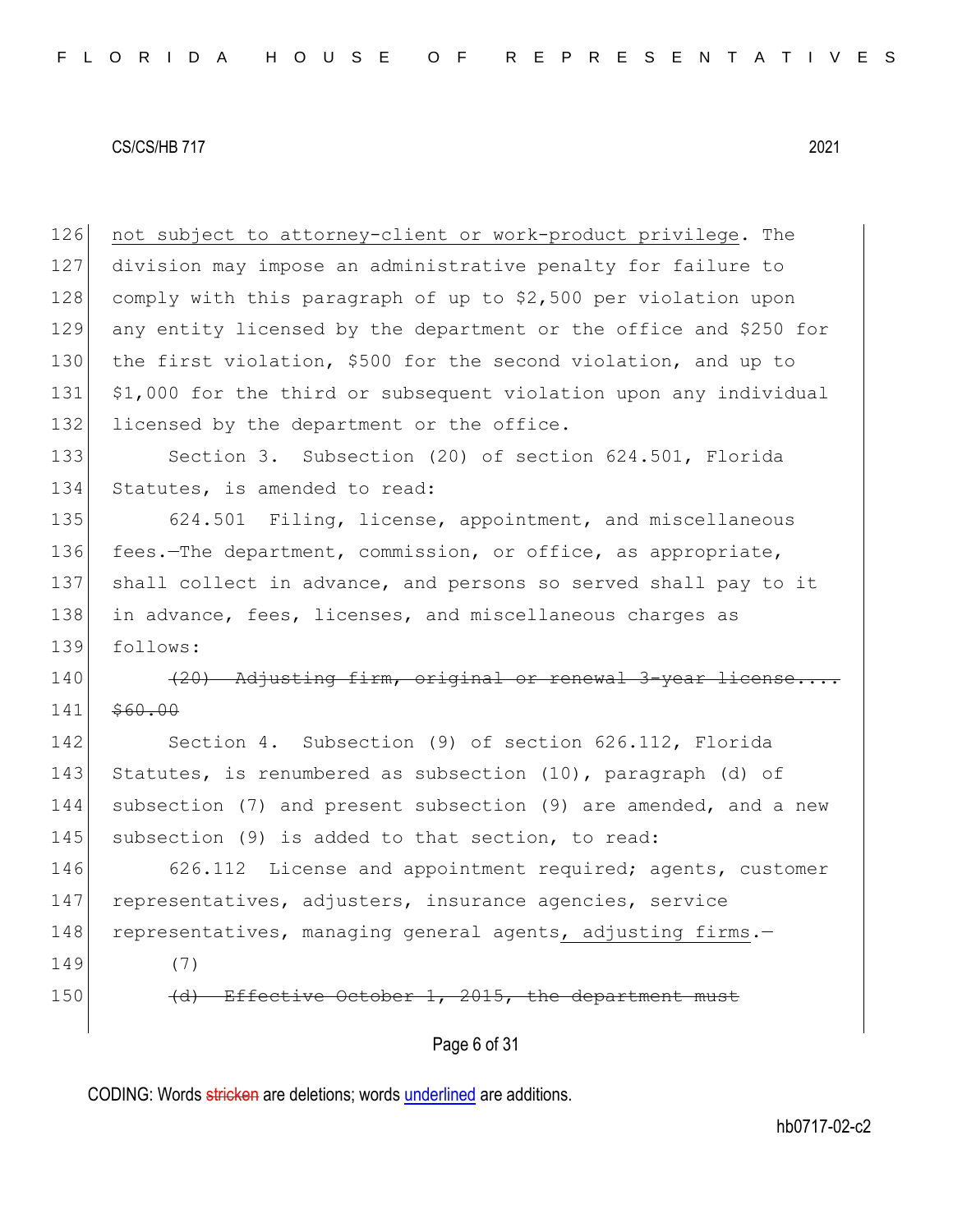not subject to attorney-client or work-product privilege. The division may impose an administrative penalty for failure to comply with this paragraph of up to $2,500 per violation upon any entity licensed by the department or the office and $250 for the first violation, $500 for the second violation, and up to $1,000 for the third or subsequent violation upon any individual licensed by the department or the office.

Section 3. Subsection (20) of section 624.501, Florida Statutes, is amended to read:

624.501 Filing, license, appointment, and miscellaneous fees.—The department, commission, or office, as appropriate, shall collect in advance, and persons so served shall pay to it in advance, fees, licenses, and miscellaneous charges as follows:

~~(20) Adjusting firm, original or renewal 3-year license.... $60.00~~

Section 4. Subsection (9) of section 626.112, Florida Statutes, is renumbered as subsection (10), paragraph (d) of subsection (7) and present subsection (9) are amended, and a new subsection (9) is added to that section, to read:

626.112 License and appointment required; agents, customer representatives, adjusters, insurance agencies, service representatives, managing general agents, adjusting firms.—

(7)

~~(d) Effective October 1, 2015, the department must~~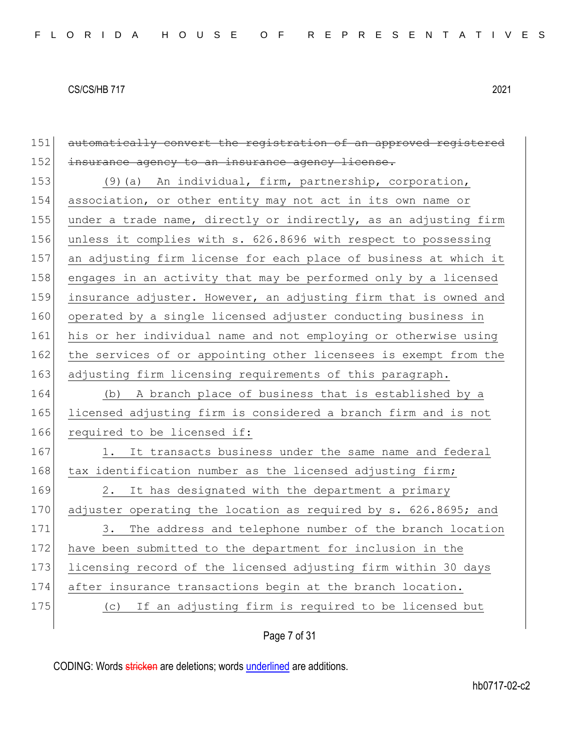151 ~~automatically convert the registration of an approved registered~~
152 ~~insurance agency to an insurance agency license.~~
153 <u>(9)(a) An individual, firm, partnership, corporation,</u>
154 <u>association, or other entity may not act in its own name or</u>
155 <u>under a trade name, directly or indirectly, as an adjusting firm</u>
156 <u>unless it complies with s. 626.8696 with respect to possessing</u>
157 <u>an adjusting firm license for each place of business at which it</u>
158 <u>engages in an activity that may be performed only by a licensed</u>
159 <u>insurance adjuster. However, an adjusting firm that is owned and</u>
160 <u>operated by a single licensed adjuster conducting business in</u>
161 <u>his or her individual name and not employing or otherwise using</u>
162 <u>the services of or appointing other licensees is exempt from the</u>
163 <u>adjusting firm licensing requirements of this paragraph.</u>
164 <u>(b) A branch place of business that is established by a</u>
165 <u>licensed adjusting firm is considered a branch firm and is not</u>
166 <u>required to be licensed if:</u>
167 <u>1. It transacts business under the same name and federal</u>
168 <u>tax identification number as the licensed adjusting firm;</u>
169 <u>2. It has designated with the department a primary</u>
170 <u>adjuster operating the location as required by s. 626.8695; and</u>
171 <u>3. The address and telephone number of the branch location</u>
172 <u>have been submitted to the department for inclusion in the</u>
173 <u>licensing record of the licensed adjusting firm within 30 days</u>
174 <u>after insurance transactions begin at the branch location.</u>
175 <u>(c) If an adjusting firm is required to be licensed but</u>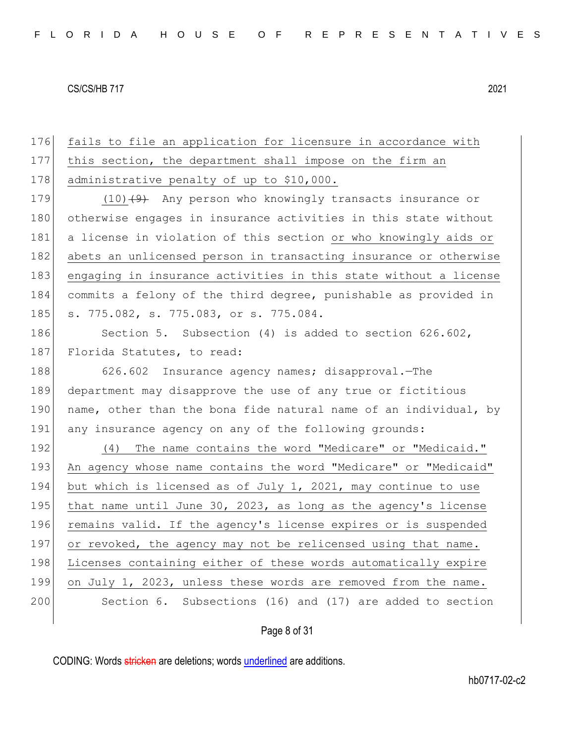fails to file an application for licensure in accordance with this section, the department shall impose on the firm an administrative penalty of up to $10,000.

(10) ~~(9)~~ Any person who knowingly transacts insurance or otherwise engages in insurance activities in this state without a license in violation of this section or who knowingly aids or abets an unlicensed person in transacting insurance or otherwise engaging in insurance activities in this state without a license commits a felony of the third degree, punishable as provided in s. 775.082, s. 775.083, or s. 775.084.

Section 5. Subsection (4) is added to section 626.602, Florida Statutes, to read:

626.602 Insurance agency names; disapproval.—The department may disapprove the use of any true or fictitious name, other than the bona fide natural name of an individual, by any insurance agency on any of the following grounds:

(4) The name contains the word "Medicare" or "Medicaid." An agency whose name contains the word "Medicare" or "Medicaid" but which is licensed as of July 1, 2021, may continue to use that name until June 30, 2023, as long as the agency's license remains valid. If the agency's license expires or is suspended or revoked, the agency may not be relicensed using that name. Licenses containing either of these words automatically expire on July 1, 2023, unless these words are removed from the name.

Section 6. Subsections (16) and (17) are added to section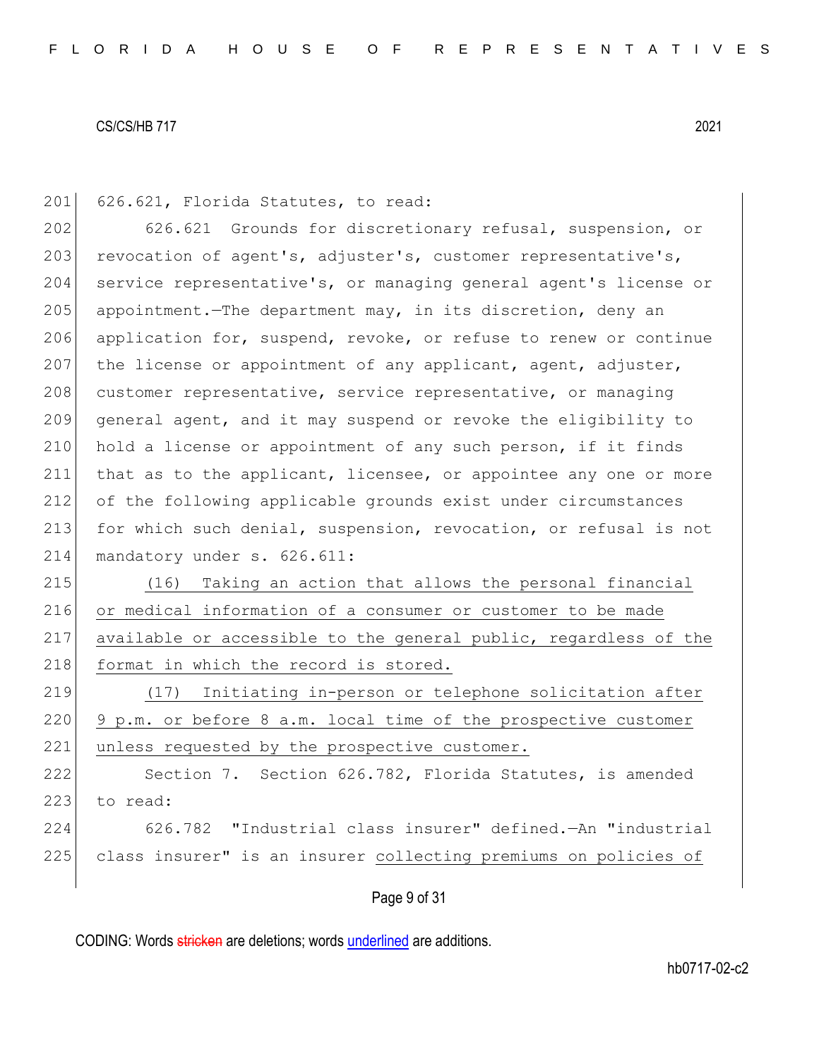626.621, Florida Statutes, to read:

626.621 Grounds for discretionary refusal, suspension, or revocation of agent's, adjuster's, customer representative's, service representative's, or managing general agent's license or appointment.—The department may, in its discretion, deny an application for, suspend, revoke, or refuse to renew or continue the license or appointment of any applicant, agent, adjuster, customer representative, service representative, or managing general agent, and it may suspend or revoke the eligibility to hold a license or appointment of any such person, if it finds that as to the applicant, licensee, or appointee any one or more of the following applicable grounds exist under circumstances for which such denial, suspension, revocation, or refusal is not mandatory under s. 626.611:

(16) Taking an action that allows the personal financial or medical information of a consumer or customer to be made available or accessible to the general public, regardless of the format in which the record is stored.

(17) Initiating in-person or telephone solicitation after 9 p.m. or before 8 a.m. local time of the prospective customer unless requested by the prospective customer.

Section 7. Section 626.782, Florida Statutes, is amended to read:

626.782 "Industrial class insurer" defined.—An "industrial class insurer" is an insurer collecting premiums on policies of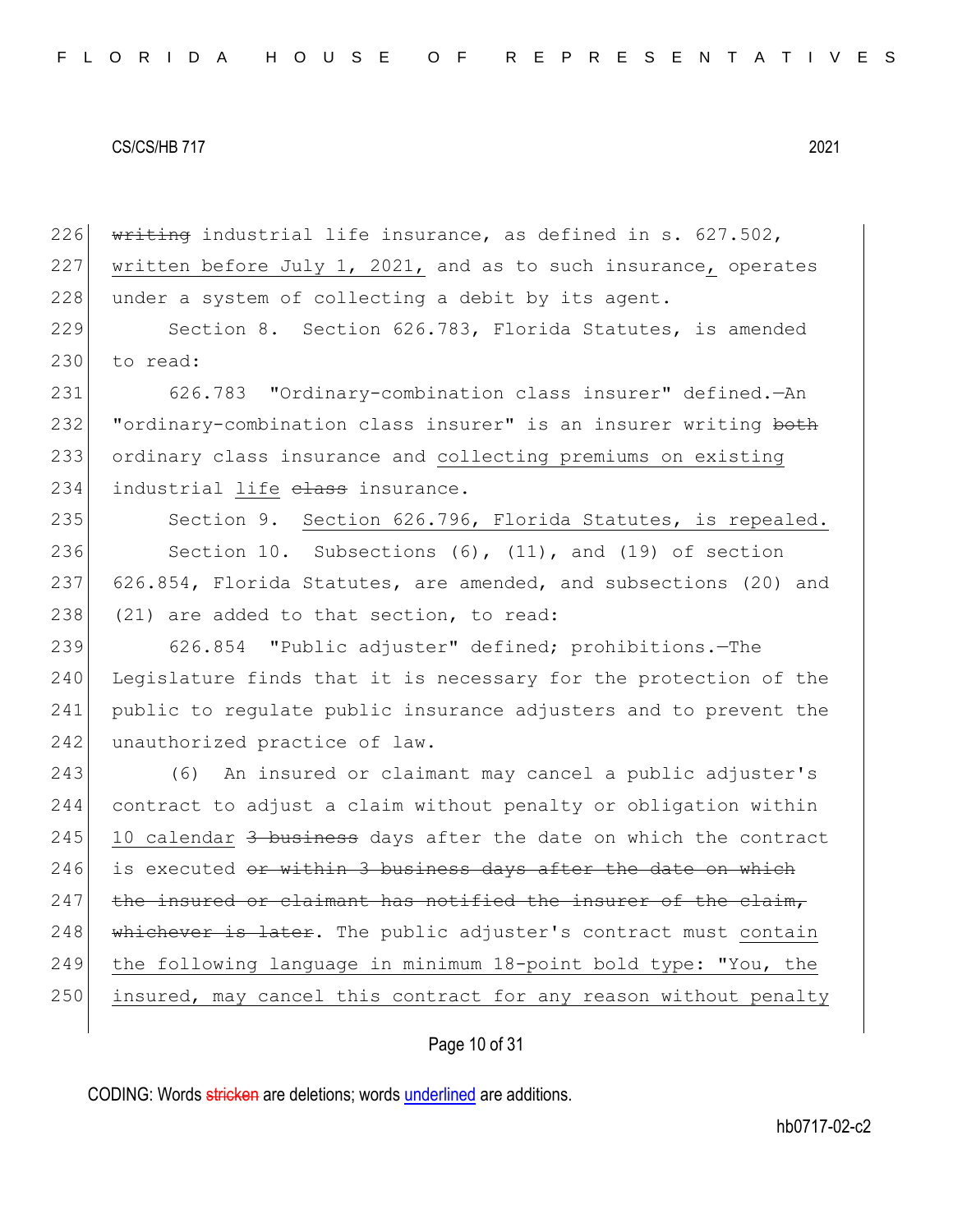226 ~~writing~~ industrial life insurance, as defined in s. 627.502,
227 written before July 1, 2021, and as to such insurance, operates
228 under a system of collecting a debit by its agent.

229 Section 8. Section 626.783, Florida Statutes, is amended
230 to read:

231 626.783 "Ordinary-combination class insurer" defined.—An
232 "ordinary-combination class insurer" is an insurer writing ~~both~~
233 ordinary class insurance and collecting premiums on existing
234 industrial life ~~class~~ insurance.

235 Section 9. Section 626.796, Florida Statutes, is repealed.

236 Section 10. Subsections (6), (11), and (19) of section
237 626.854, Florida Statutes, are amended, and subsections (20) and
238 (21) are added to that section, to read:

239 626.854 "Public adjuster" defined; prohibitions.—The
240 Legislature finds that it is necessary for the protection of the
241 public to regulate public insurance adjusters and to prevent the
242 unauthorized practice of law.

243 (6) An insured or claimant may cancel a public adjuster's
244 contract to adjust a claim without penalty or obligation within
245 10 calendar ~~3 business~~ days after the date on which the contract
246 is executed ~~or within 3 business days after the date on which~~
247 ~~the insured or claimant has notified the insurer of the claim,~~
248 ~~whichever is later~~. The public adjuster's contract must contain
249 the following language in minimum 18-point bold type: "You, the
250 insured, may cancel this contract for any reason without penalty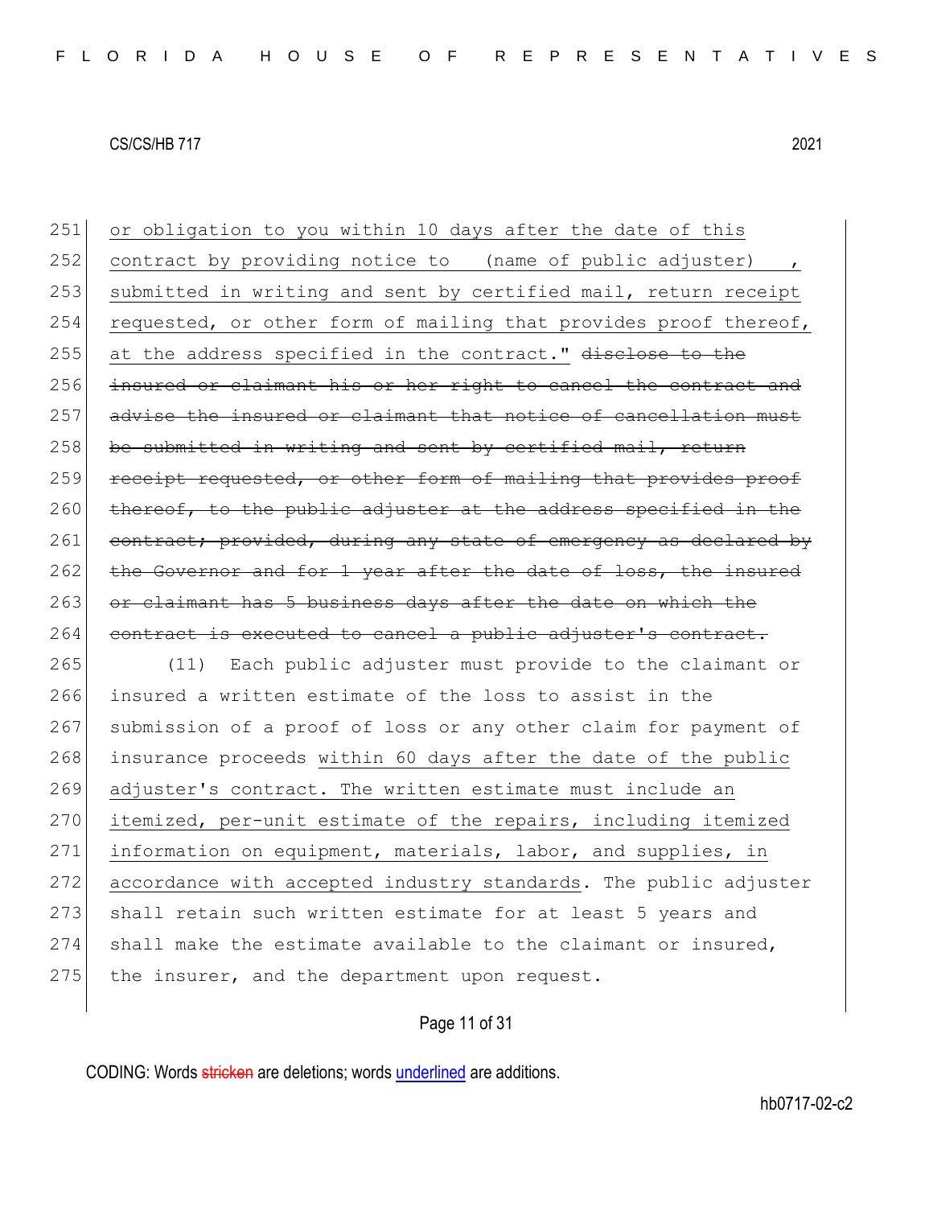or obligation to you within 10 days after the date of this contract by providing notice to (name of public adjuster), submitted in writing and sent by certified mail, return receipt requested, or other form of mailing that provides proof thereof, at the address specified in the contract." ~~disclose to the insured or claimant his or her right to cancel the contract and advise the insured or claimant that notice of cancellation must be submitted in writing and sent by certified mail, return receipt requested, or other form of mailing that provides proof thereof, to the public adjuster at the address specified in the contract; provided, during any state of emergency as declared by the Governor and for 1 year after the date of loss, the insured or claimant has 5 business days after the date on which the contract is executed to cancel a public adjuster's contract.~~

(11) Each public adjuster must provide to the claimant or insured a written estimate of the loss to assist in the submission of a proof of loss or any other claim for payment of insurance proceeds within 60 days after the date of the public adjuster's contract. The written estimate must include an itemized, per-unit estimate of the repairs, including itemized information on equipment, materials, labor, and supplies, in accordance with accepted industry standards. The public adjuster shall retain such written estimate for at least 5 years and shall make the estimate available to the claimant or insured, the insurer, and the department upon request.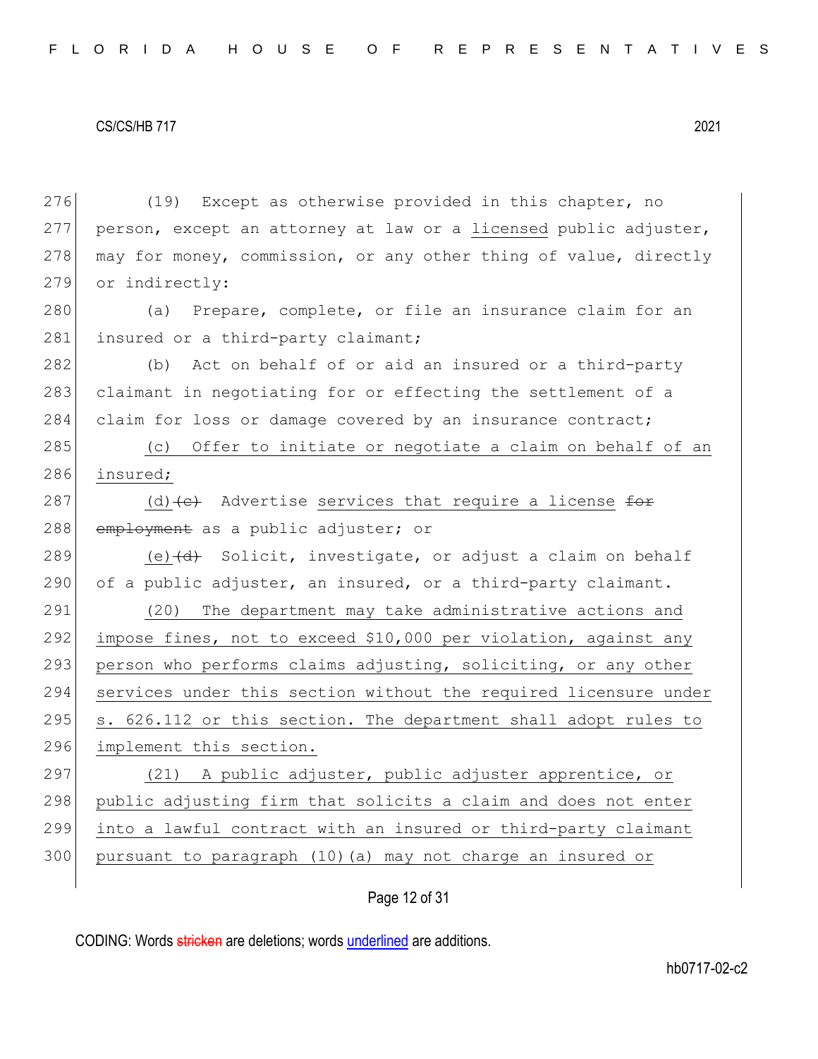(19) Except as otherwise provided in this chapter, no person, except an attorney at law or a <u>licensed</u> public adjuster, may for money, commission, or any other thing of value, directly or indirectly:

(a) Prepare, complete, or file an insurance claim for an insured or a third-party claimant;

(b) Act on behalf of or aid an insured or a third-party claimant in negotiating for or effecting the settlement of a claim for loss or damage covered by an insurance contract;

<u>(c) Offer to initiate or negotiate a claim on behalf of an insured;</u>

<u>(d)</u>~~(c)~~ Advertise <u>services that require a license</u> ~~for employment~~ as a public adjuster; or

<u>(e)</u>~~(d)~~ Solicit, investigate, or adjust a claim on behalf of a public adjuster, an insured, or a third-party claimant.

<u>(20) The department may take administrative actions and impose fines, not to exceed $10,000 per violation, against any person who performs claims adjusting, soliciting, or any other services under this section without the required licensure under s. 626.112 or this section. The department shall adopt rules to implement this section.</u>

<u>(21) A public adjuster, public adjuster apprentice, or public adjusting firm that solicits a claim and does not enter into a lawful contract with an insured or third-party claimant pursuant to paragraph (10)(a) may not charge an insured or</u>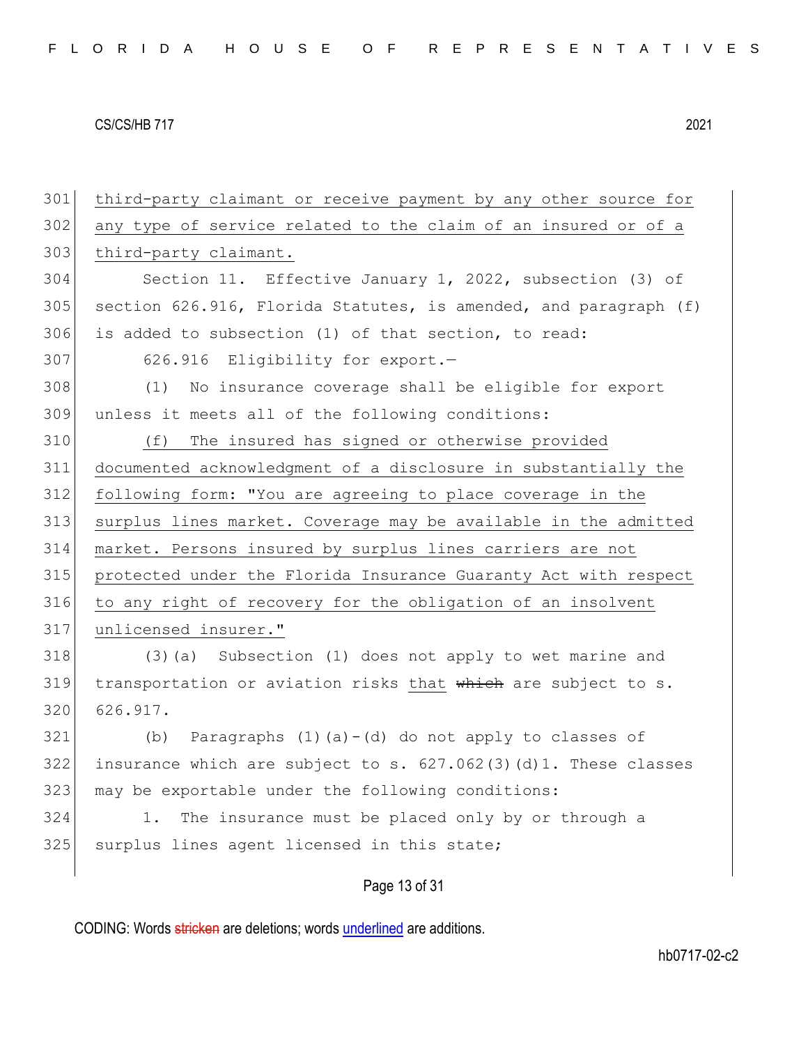third-party claimant or receive payment by any other source for any type of service related to the claim of an insured or of a third-party claimant.

Section 11. Effective January 1, 2022, subsection (3) of section 626.916, Florida Statutes, is amended, and paragraph (f) is added to subsection (1) of that section, to read:

626.916 Eligibility for export.—

(1) No insurance coverage shall be eligible for export unless it meets all of the following conditions:

(f) The insured has signed or otherwise provided documented acknowledgment of a disclosure in substantially the following form: "You are agreeing to place coverage in the surplus lines market. Coverage may be available in the admitted market. Persons insured by surplus lines carriers are not protected under the Florida Insurance Guaranty Act with respect to any right of recovery for the obligation of an insolvent unlicensed insurer."

(3)(a) Subsection (1) does not apply to wet marine and transportation or aviation risks that ~~which~~ are subject to s. 626.917.

(b) Paragraphs (1)(a)-(d) do not apply to classes of insurance which are subject to s. 627.062(3)(d)1. These classes may be exportable under the following conditions:

1. The insurance must be placed only by or through a surplus lines agent licensed in this state;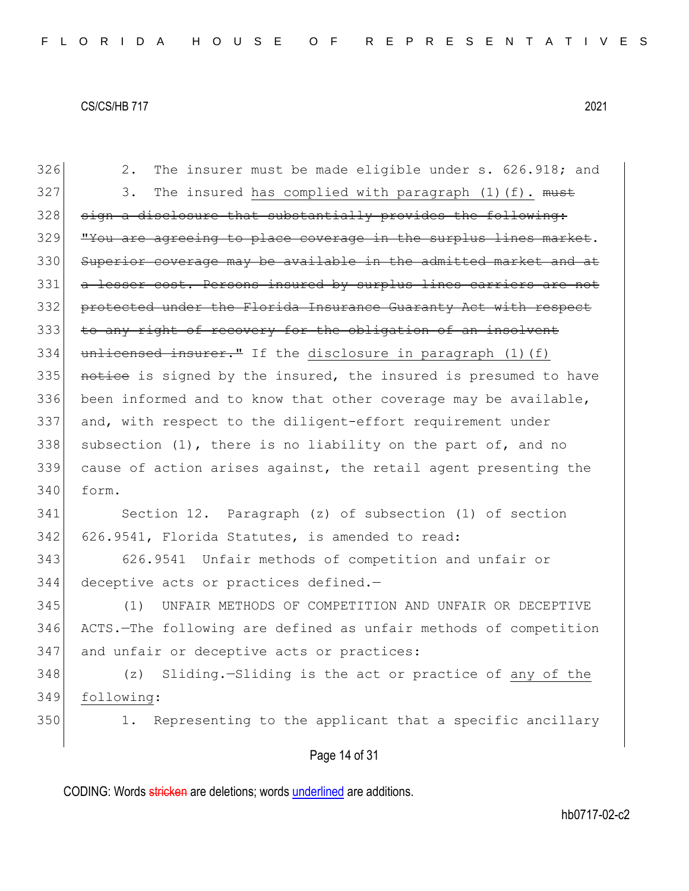2. The insurer must be made eligible under s. 626.918; and

3. The insured <u>has complied with paragraph (1)(f).</u> ~~must sign a disclosure that substantially provides the following: "You are agreeing to place coverage in the surplus lines market. Superior coverage may be available in the admitted market and at a lesser cost. Persons insured by surplus lines carriers are not protected under the Florida Insurance Guaranty Act with respect to any right of recovery for the obligation of an insolvent unlicensed insurer."~~ If the <u>disclosure in paragraph (1)(f)</u> ~~notice~~ is signed by the insured, the insured is presumed to have been informed and to know that other coverage may be available, and, with respect to the diligent-effort requirement under subsection (1), there is no liability on the part of, and no cause of action arises against, the retail agent presenting the form.

Section 12. Paragraph (z) of subsection (1) of section 626.9541, Florida Statutes, is amended to read:

626.9541 Unfair methods of competition and unfair or deceptive acts or practices defined.—

(1) UNFAIR METHODS OF COMPETITION AND UNFAIR OR DECEPTIVE ACTS.—The following are defined as unfair methods of competition and unfair or deceptive acts or practices:

(z) Sliding.—Sliding is the act or practice of <u>any of the following</u>:

1. Representing to the applicant that a specific ancillary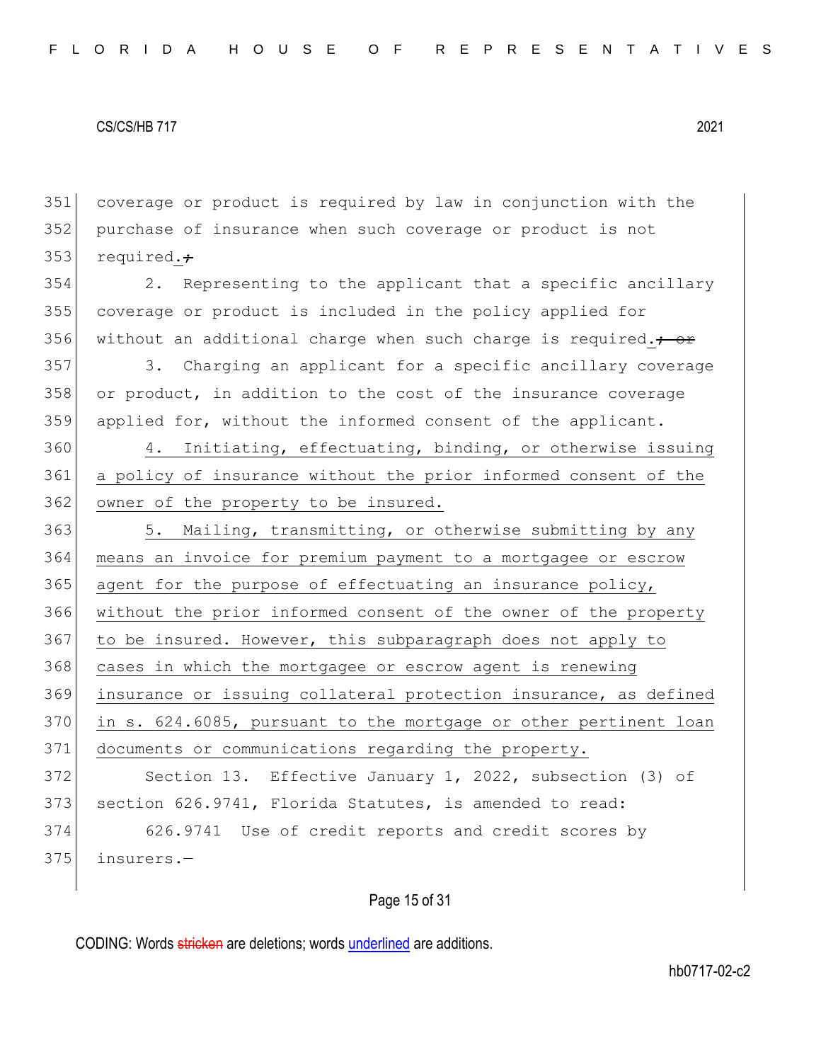coverage or product is required by law in conjunction with the purchase of insurance when such coverage or product is not required.~~;~~

2. Representing to the applicant that a specific ancillary coverage or product is included in the policy applied for without an additional charge when such charge is required.~~; or~~

3. Charging an applicant for a specific ancillary coverage or product, in addition to the cost of the insurance coverage applied for, without the informed consent of the applicant.

4. Initiating, effectuating, binding, or otherwise issuing a policy of insurance without the prior informed consent of the owner of the property to be insured.

5. Mailing, transmitting, or otherwise submitting by any means an invoice for premium payment to a mortgagee or escrow agent for the purpose of effectuating an insurance policy, without the prior informed consent of the owner of the property to be insured. However, this subparagraph does not apply to cases in which the mortgagee or escrow agent is renewing insurance or issuing collateral protection insurance, as defined in s. 624.6085, pursuant to the mortgage or other pertinent loan documents or communications regarding the property.

Section 13. Effective January 1, 2022, subsection (3) of section 626.9741, Florida Statutes, is amended to read:

626.9741 Use of credit reports and credit scores by insurers.—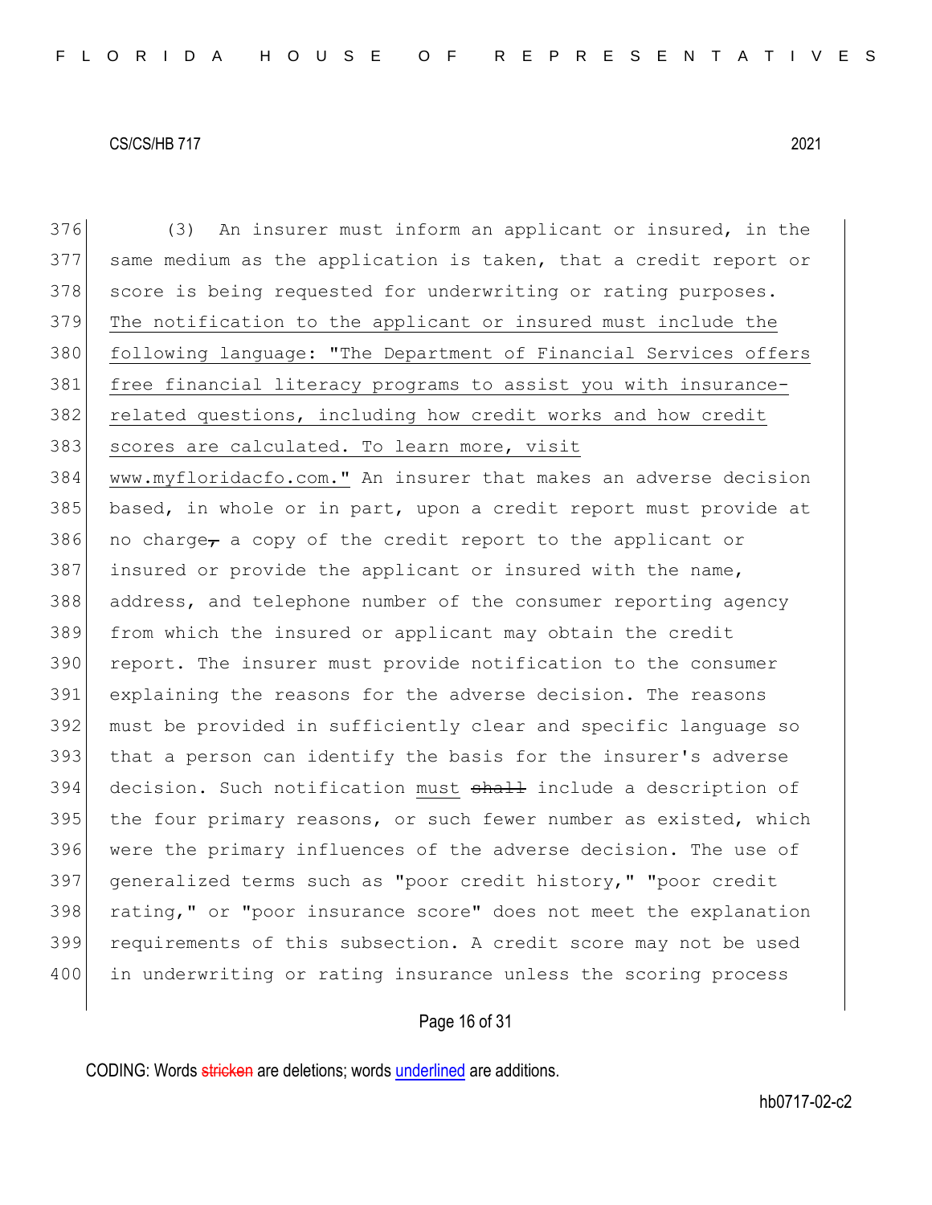(3) An insurer must inform an applicant or insured, in the same medium as the application is taken, that a credit report or score is being requested for underwriting or rating purposes. <u>The notification to the applicant or insured must include the following language: "The Department of Financial Services offers free financial literacy programs to assist you with insurance-related questions, including how credit works and how credit scores are calculated. To learn more, visit www.myfloridacfo.com."</u> An insurer that makes an adverse decision based, in whole or in part, upon a credit report must provide at no charge~~,~~ a copy of the credit report to the applicant or insured or provide the applicant or insured with the name, address, and telephone number of the consumer reporting agency from which the insured or applicant may obtain the credit report. The insurer must provide notification to the consumer explaining the reasons for the adverse decision. The reasons must be provided in sufficiently clear and specific language so that a person can identify the basis for the insurer's adverse decision. Such notification <u>must</u> ~~shall~~ include a description of the four primary reasons, or such fewer number as existed, which were the primary influences of the adverse decision. The use of generalized terms such as "poor credit history," "poor credit rating," or "poor insurance score" does not meet the explanation requirements of this subsection. A credit score may not be used in underwriting or rating insurance unless the scoring process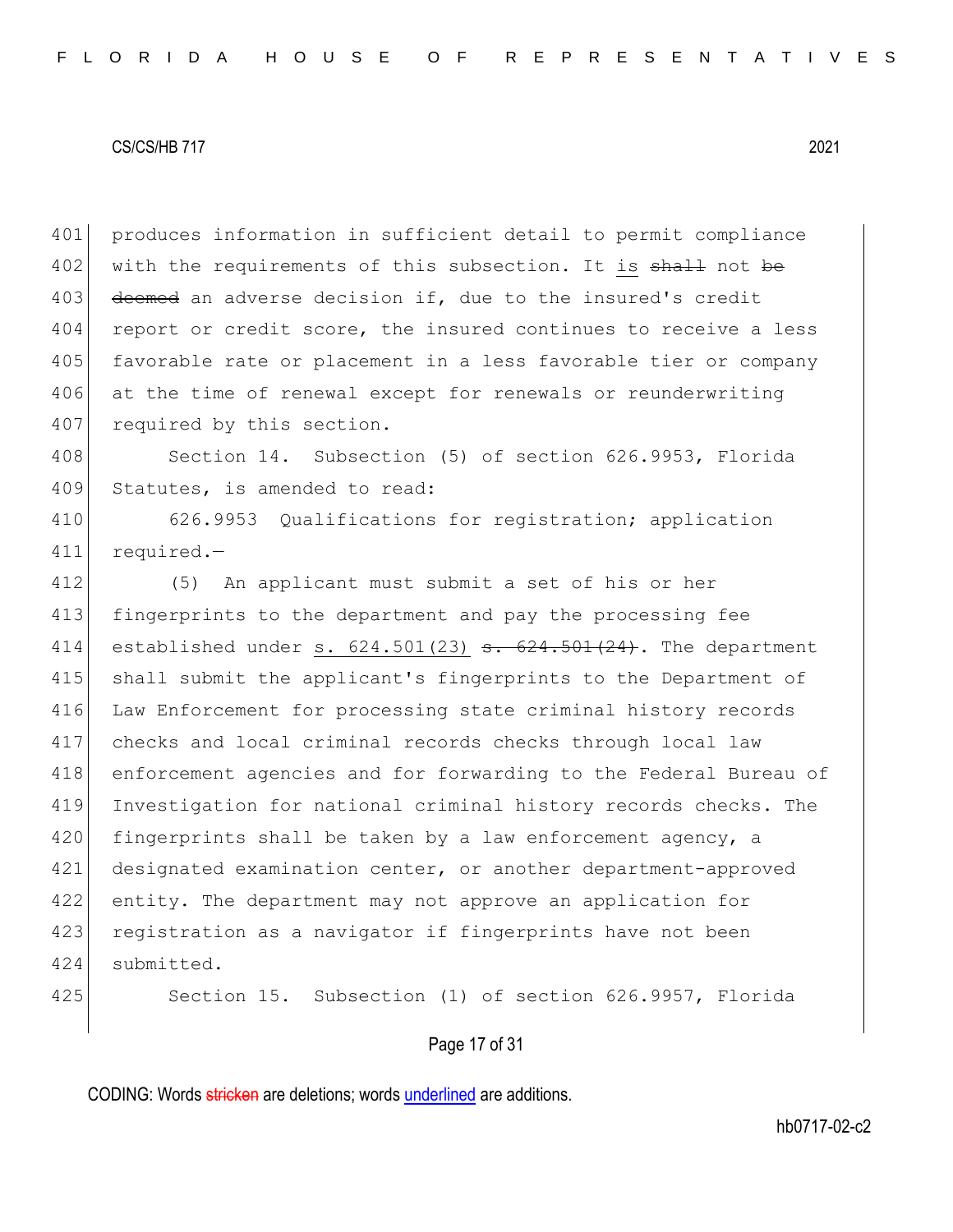produces information in sufficient detail to permit compliance with the requirements of this subsection. It <u>is</u> ~~shall~~ not ~~be deemed~~ an adverse decision if, due to the insured's credit report or credit score, the insured continues to receive a less favorable rate or placement in a less favorable tier or company at the time of renewal except for renewals or reunderwriting required by this section.

Section 14. Subsection (5) of section 626.9953, Florida Statutes, is amended to read:

626.9953 Qualifications for registration; application required.—

(5) An applicant must submit a set of his or her fingerprints to the department and pay the processing fee established under <u>s. 624.501(23)</u> ~~s. 624.501(24)~~. The department shall submit the applicant's fingerprints to the Department of Law Enforcement for processing state criminal history records checks and local criminal records checks through local law enforcement agencies and for forwarding to the Federal Bureau of Investigation for national criminal history records checks. The fingerprints shall be taken by a law enforcement agency, a designated examination center, or another department-approved entity. The department may not approve an application for registration as a navigator if fingerprints have not been submitted.

Section 15. Subsection (1) of section 626.9957, Florida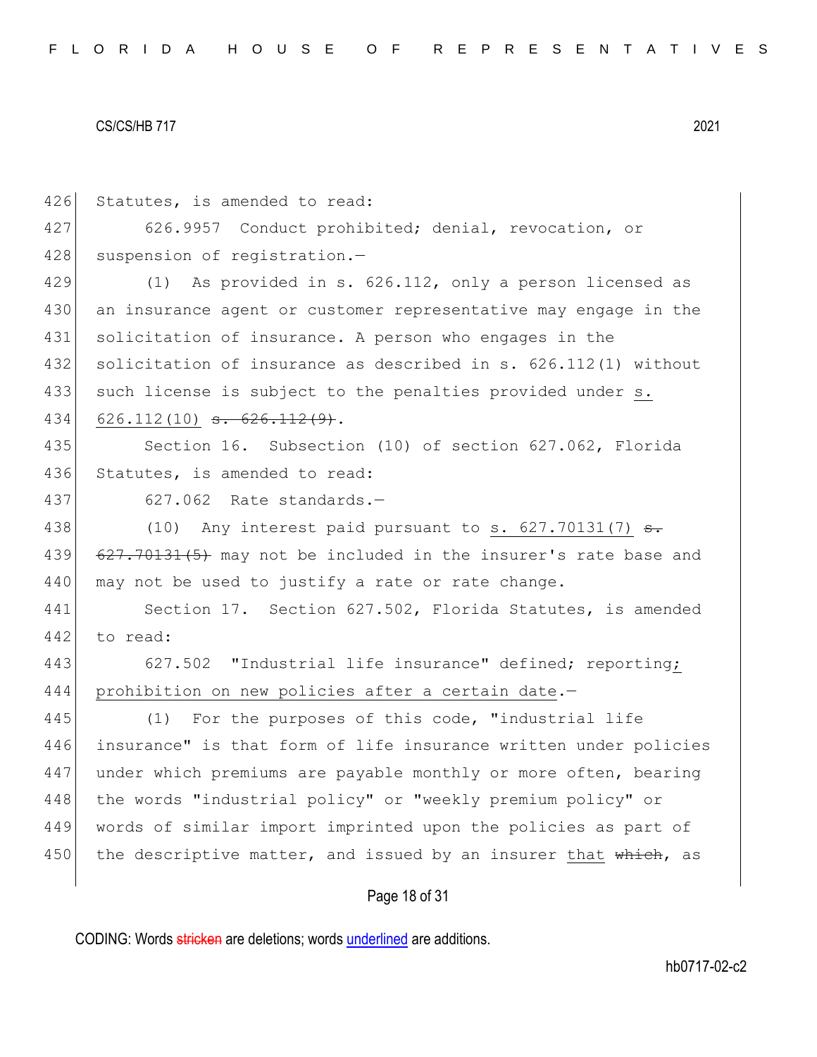Statutes, is amended to read:

626.9957 Conduct prohibited; denial, revocation, or suspension of registration.—

(1) As provided in s. 626.112, only a person licensed as an insurance agent or customer representative may engage in the solicitation of insurance. A person who engages in the solicitation of insurance as described in s. 626.112(1) without such license is subject to the penalties provided under <u>s. 626.112(10)</u> ~~s. 626.112(9)~~.

Section 16. Subsection (10) of section 627.062, Florida Statutes, is amended to read:

627.062 Rate standards.—

(10) Any interest paid pursuant to <u>s. 627.70131(7)</u> ~~s. 627.70131(5)~~ may not be included in the insurer's rate base and may not be used to justify a rate or rate change.

Section 17. Section 627.502, Florida Statutes, is amended to read:

627.502 "Industrial life insurance" defined; reporting<u>; prohibition on new policies after a certain date</u>.—

(1) For the purposes of this code, "industrial life insurance" is that form of life insurance written under policies under which premiums are payable monthly or more often, bearing the words "industrial policy" or "weekly premium policy" or words of similar import imprinted upon the policies as part of the descriptive matter, and issued by an insurer <u>that</u> ~~which~~, as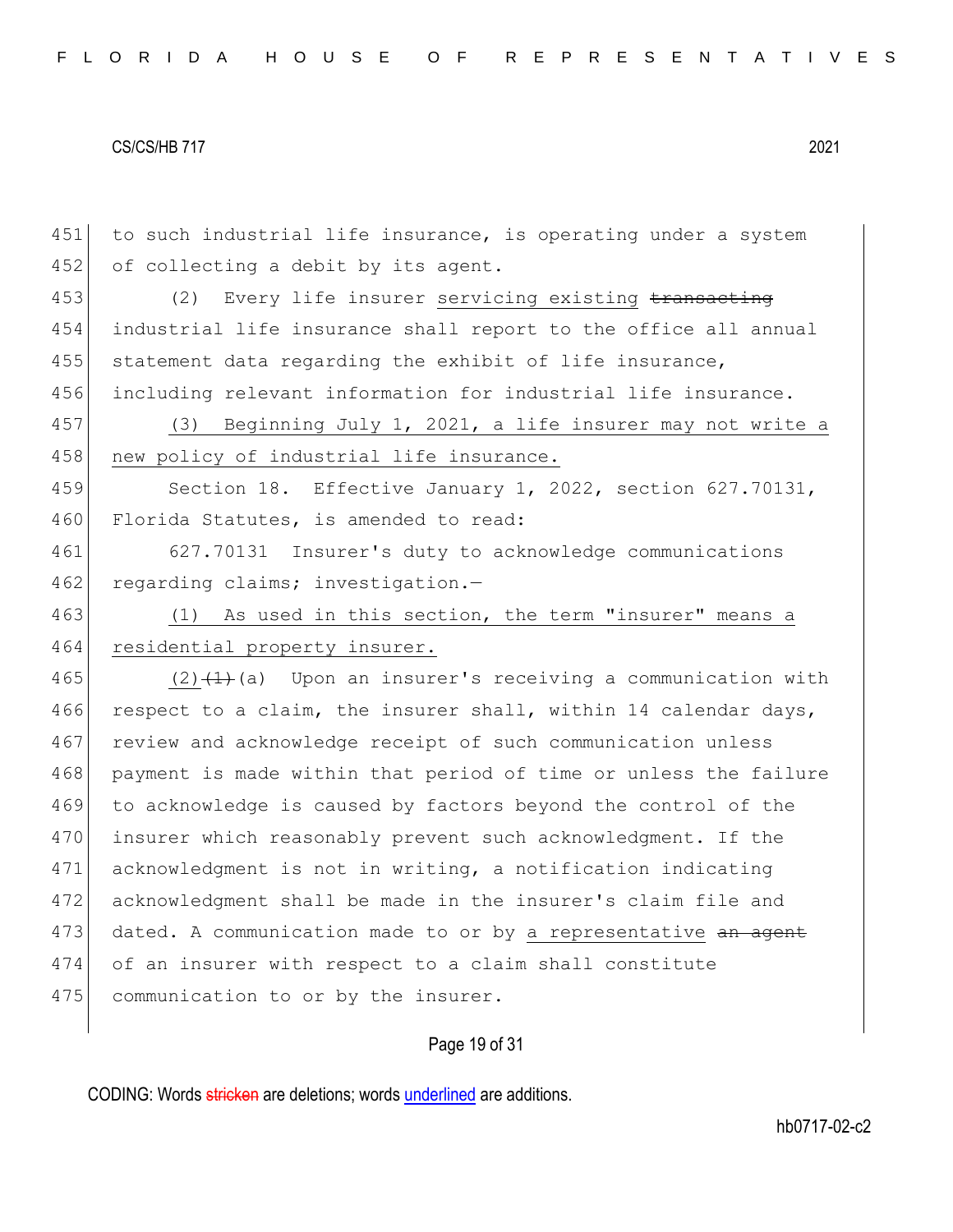451 to such industrial life insurance, is operating under a system
452 of collecting a debit by its agent.

453 (2) Every life insurer <u>servicing existing</u> ~~transacting~~
454 industrial life insurance shall report to the office all annual
455 statement data regarding the exhibit of life insurance,
456 including relevant information for industrial life insurance.

457 <u>(3) Beginning July 1, 2021, a life insurer may not write a</u>
458 <u>new policy of industrial life insurance.</u>

459 Section 18. Effective January 1, 2022, section 627.70131,
460 Florida Statutes, is amended to read:

461 627.70131 Insurer's duty to acknowledge communications
462 regarding claims; investigation.—

463 <u>(1) As used in this section, the term "insurer" means a</u>
464 <u>residential property insurer.</u>

465 <u>(2)</u>~~(1)~~(a) Upon an insurer's receiving a communication with
466 respect to a claim, the insurer shall, within 14 calendar days,
467 review and acknowledge receipt of such communication unless
468 payment is made within that period of time or unless the failure
469 to acknowledge is caused by factors beyond the control of the
470 insurer which reasonably prevent such acknowledgment. If the
471 acknowledgment is not in writing, a notification indicating
472 acknowledgment shall be made in the insurer's claim file and
473 dated. A communication made to or by <u>a representative</u> ~~an agent~~
474 of an insurer with respect to a claim shall constitute
475 communication to or by the insurer.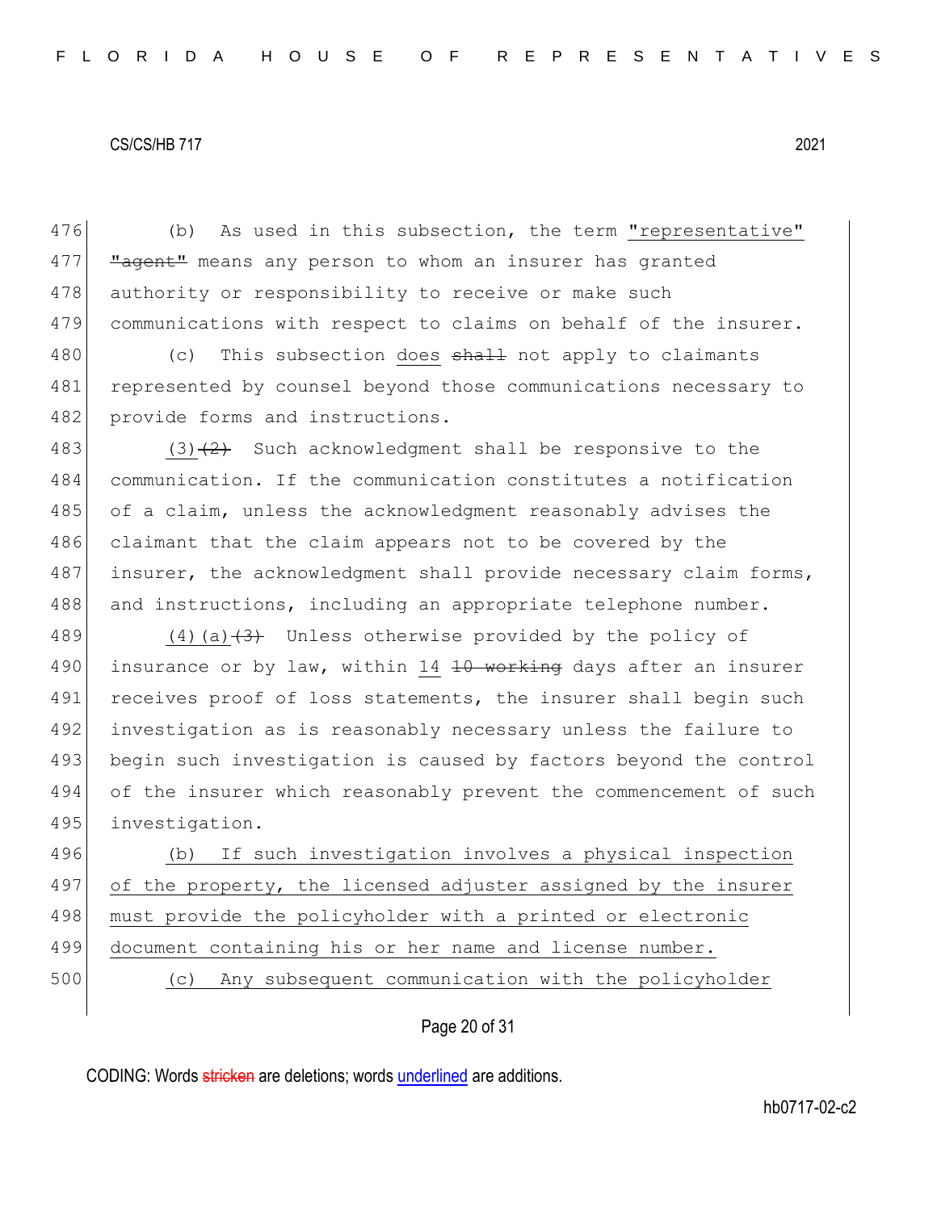476 (b) As used in this subsection, the term <u>"representative"</u>
477 ~~"agent"~~ means any person to whom an insurer has granted
478 authority or responsibility to receive or make such
479 communications with respect to claims on behalf of the insurer.

480 (c) This subsection <u>does</u> ~~shall~~ not apply to claimants
481 represented by counsel beyond those communications necessary to
482 provide forms and instructions.

483 <u>(3)</u>~~(2)~~ Such acknowledgment shall be responsive to the
484 communication. If the communication constitutes a notification
485 of a claim, unless the acknowledgment reasonably advises the
486 claimant that the claim appears not to be covered by the
487 insurer, the acknowledgment shall provide necessary claim forms,
488 and instructions, including an appropriate telephone number.

489 <u>(4)(a)</u>~~(3)~~ Unless otherwise provided by the policy of
490 insurance or by law, within <u>14</u> ~~10 working~~ days after an insurer
491 receives proof of loss statements, the insurer shall begin such
492 investigation as is reasonably necessary unless the failure to
493 begin such investigation is caused by factors beyond the control
494 of the insurer which reasonably prevent the commencement of such
495 investigation.

496 <u>(b) If such investigation involves a physical inspection</u>
497 <u>of the property, the licensed adjuster assigned by the insurer</u>
498 <u>must provide the policyholder with a printed or electronic</u>
499 <u>document containing his or her name and license number.</u>

500 <u>(c) Any subsequent communication with the policyholder</u>

CODING: Words ~~stricken~~ are deletions; words <u>underlined</u> are additions.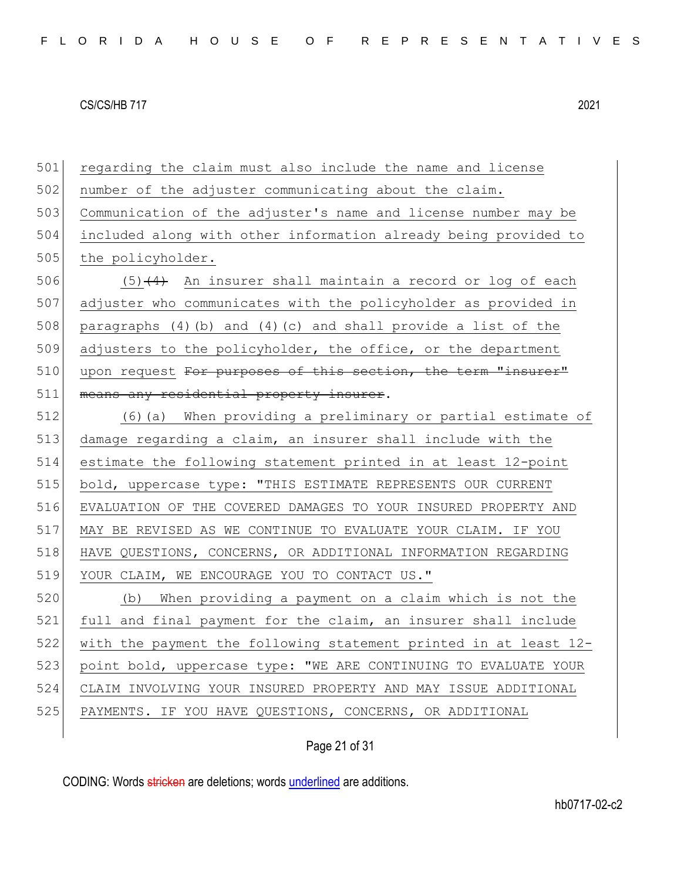regarding the claim must also include the name and license number of the adjuster communicating about the claim. Communication of the adjuster's name and license number may be included along with other information already being provided to the policyholder.

(5)~~(4)~~ An insurer shall maintain a record or log of each adjuster who communicates with the policyholder as provided in paragraphs (4)(b) and (4)(c) and shall provide a list of the adjusters to the policyholder, the office, or the department upon request ~~For purposes of this section, the term "insurer" means any residential property insurer~~.

(6)(a) When providing a preliminary or partial estimate of damage regarding a claim, an insurer shall include with the estimate the following statement printed in at least 12-point bold, uppercase type: "THIS ESTIMATE REPRESENTS OUR CURRENT EVALUATION OF THE COVERED DAMAGES TO YOUR INSURED PROPERTY AND MAY BE REVISED AS WE CONTINUE TO EVALUATE YOUR CLAIM. IF YOU HAVE QUESTIONS, CONCERNS, OR ADDITIONAL INFORMATION REGARDING YOUR CLAIM, WE ENCOURAGE YOU TO CONTACT US."

(b) When providing a payment on a claim which is not the full and final payment for the claim, an insurer shall include with the payment the following statement printed in at least 12-point bold, uppercase type: "WE ARE CONTINUING TO EVALUATE YOUR CLAIM INVOLVING YOUR INSURED PROPERTY AND MAY ISSUE ADDITIONAL PAYMENTS. IF YOU HAVE QUESTIONS, CONCERNS, OR ADDITIONAL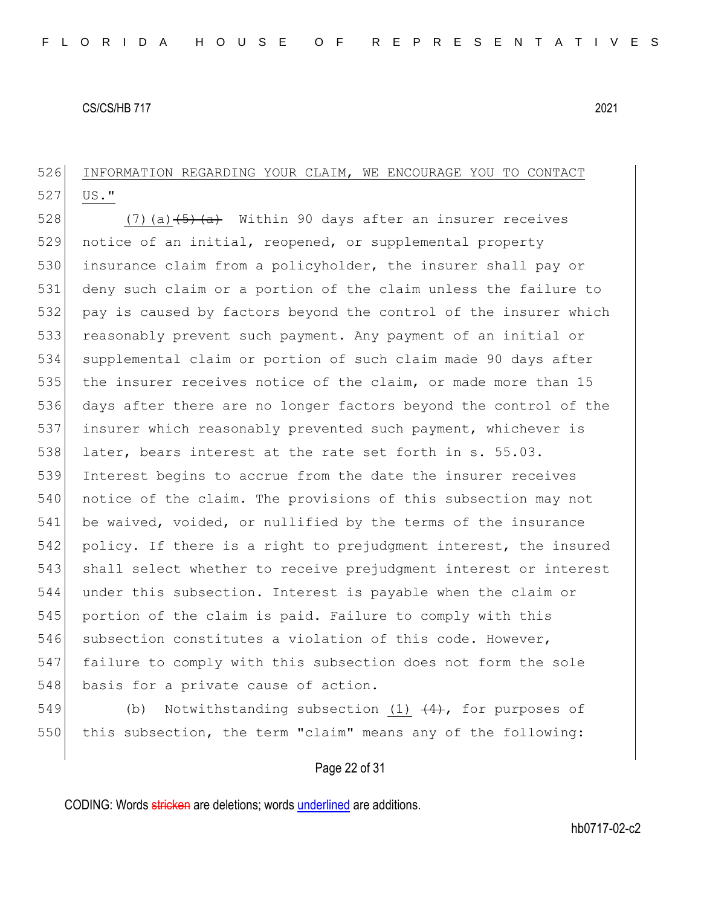INFORMATION REGARDING YOUR CLAIM, WE ENCOURAGE YOU TO CONTACT US."

(7)(a) ~~(5)(a)~~ Within 90 days after an insurer receives notice of an initial, reopened, or supplemental property insurance claim from a policyholder, the insurer shall pay or deny such claim or a portion of the claim unless the failure to pay is caused by factors beyond the control of the insurer which reasonably prevent such payment. Any payment of an initial or supplemental claim or portion of such claim made 90 days after the insurer receives notice of the claim, or made more than 15 days after there are no longer factors beyond the control of the insurer which reasonably prevented such payment, whichever is later, bears interest at the rate set forth in s. 55.03. Interest begins to accrue from the date the insurer receives notice of the claim. The provisions of this subsection may not be waived, voided, or nullified by the terms of the insurance policy. If there is a right to prejudgment interest, the insured shall select whether to receive prejudgment interest or interest under this subsection. Interest is payable when the claim or portion of the claim is paid. Failure to comply with this subsection constitutes a violation of this code. However, failure to comply with this subsection does not form the sole basis for a private cause of action.

(b) Notwithstanding subsection (1) ~~(4)~~, for purposes of this subsection, the term "claim" means any of the following: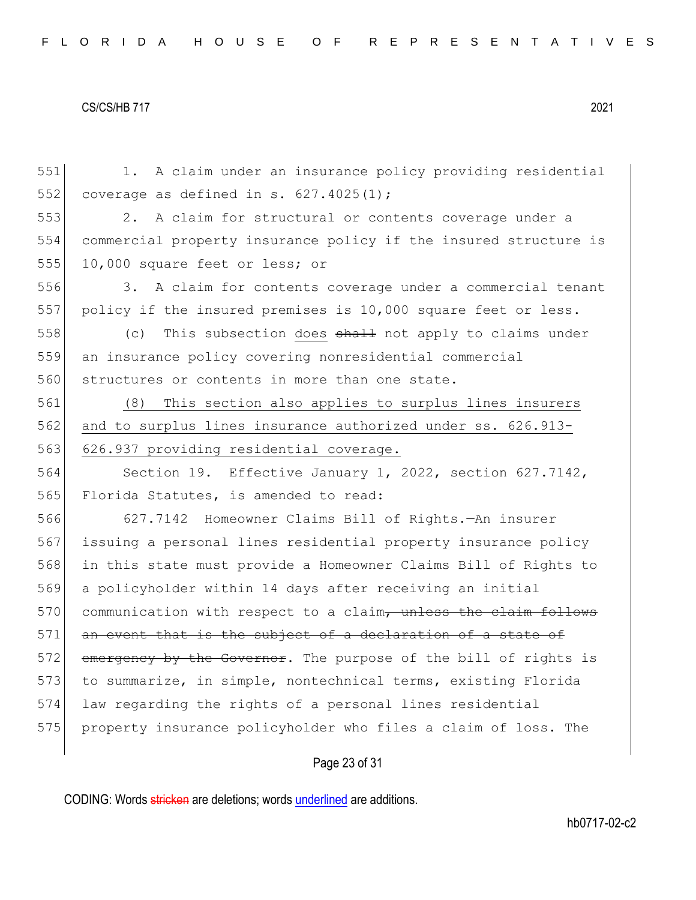551 1. A claim under an insurance policy providing residential
552 coverage as defined in s. 627.4025(1);

553 2. A claim for structural or contents coverage under a
554 commercial property insurance policy if the insured structure is
555 10,000 square feet or less; or

556 3. A claim for contents coverage under a commercial tenant
557 policy if the insured premises is 10,000 square feet or less.

558 (c) This subsection <u>does</u> ~~shall~~ not apply to claims under
559 an insurance policy covering nonresidential commercial
560 structures or contents in more than one state.

561 <u>(8) This section also applies to surplus lines insurers</u>
562 <u>and to surplus lines insurance authorized under ss. 626.913-</u>
563 <u>626.937 providing residential coverage.</u>

564 Section 19. Effective January 1, 2022, section 627.7142,
565 Florida Statutes, is amended to read:

566 627.7142 Homeowner Claims Bill of Rights.—An insurer
567 issuing a personal lines residential property insurance policy
568 in this state must provide a Homeowner Claims Bill of Rights to
569 a policyholder within 14 days after receiving an initial
570 communication with respect to a claim~~, unless the claim follows~~
571 ~~an event that is the subject of a declaration of a state of~~
572 ~~emergency by the Governor~~. The purpose of the bill of rights is
573 to summarize, in simple, nontechnical terms, existing Florida
574 law regarding the rights of a personal lines residential
575 property insurance policyholder who files a claim of loss. The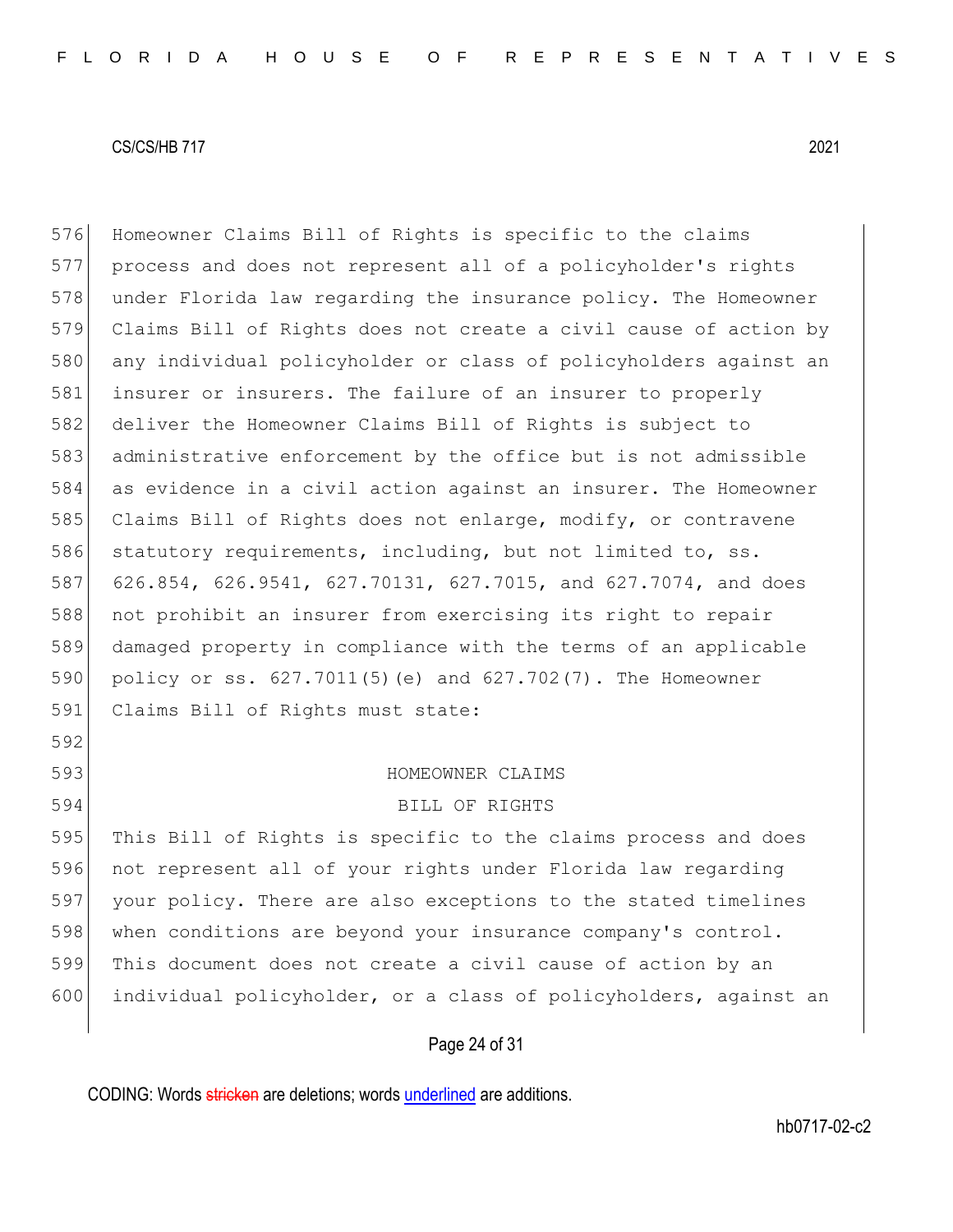Homeowner Claims Bill of Rights is specific to the claims process and does not represent all of a policyholder's rights under Florida law regarding the insurance policy. The Homeowner Claims Bill of Rights does not create a civil cause of action by any individual policyholder or class of policyholders against an insurer or insurers. The failure of an insurer to properly deliver the Homeowner Claims Bill of Rights is subject to administrative enforcement by the office but is not admissible as evidence in a civil action against an insurer. The Homeowner Claims Bill of Rights does not enlarge, modify, or contravene statutory requirements, including, but not limited to, ss. 626.854, 626.9541, 627.70131, 627.7015, and 627.7074, and does not prohibit an insurer from exercising its right to repair damaged property in compliance with the terms of an applicable policy or ss. 627.7011(5)(e) and 627.702(7). The Homeowner Claims Bill of Rights must state:

HOMEOWNER CLAIMS
BILL OF RIGHTS

This Bill of Rights is specific to the claims process and does not represent all of your rights under Florida law regarding your policy. There are also exceptions to the stated timelines when conditions are beyond your insurance company's control. This document does not create a civil cause of action by an individual policyholder, or a class of policyholders, against an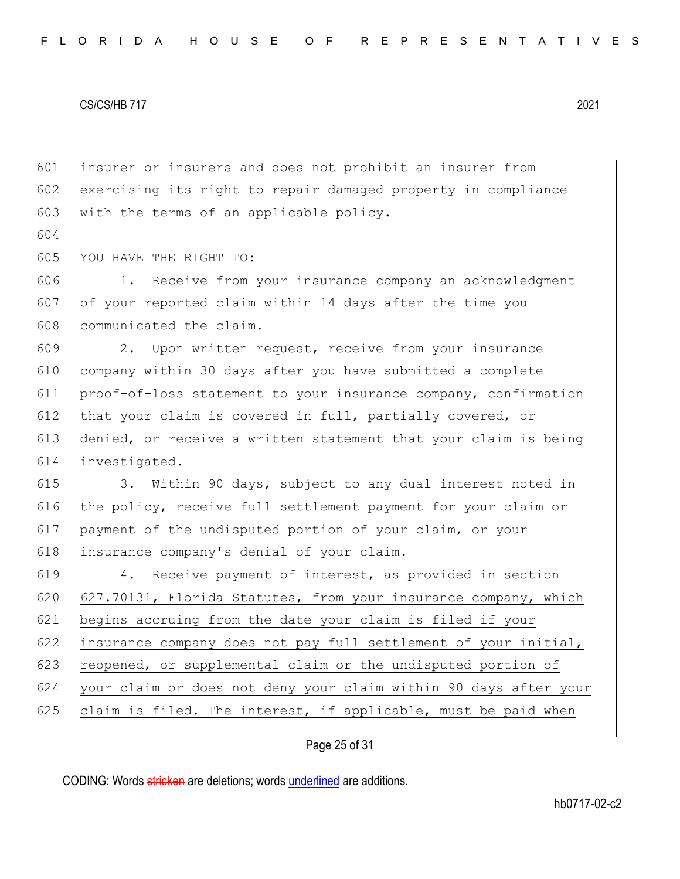insurer or insurers and does not prohibit an insurer from exercising its right to repair damaged property in compliance with the terms of an applicable policy.

YOU HAVE THE RIGHT TO:

1. Receive from your insurance company an acknowledgment of your reported claim within 14 days after the time you communicated the claim.

2. Upon written request, receive from your insurance company within 30 days after you have submitted a complete proof-of-loss statement to your insurance company, confirmation that your claim is covered in full, partially covered, or denied, or receive a written statement that your claim is being investigated.

3. Within 90 days, subject to any dual interest noted in the policy, receive full settlement payment for your claim or payment of the undisputed portion of your claim, or your insurance company's denial of your claim.

<u>4. Receive payment of interest, as provided in section 627.70131, Florida Statutes, from your insurance company, which begins accruing from the date your claim is filed if your insurance company does not pay full settlement of your initial, reopened, or supplemental claim or the undisputed portion of your claim or does not deny your claim within 90 days after your claim is filed. The interest, if applicable, must be paid when</u>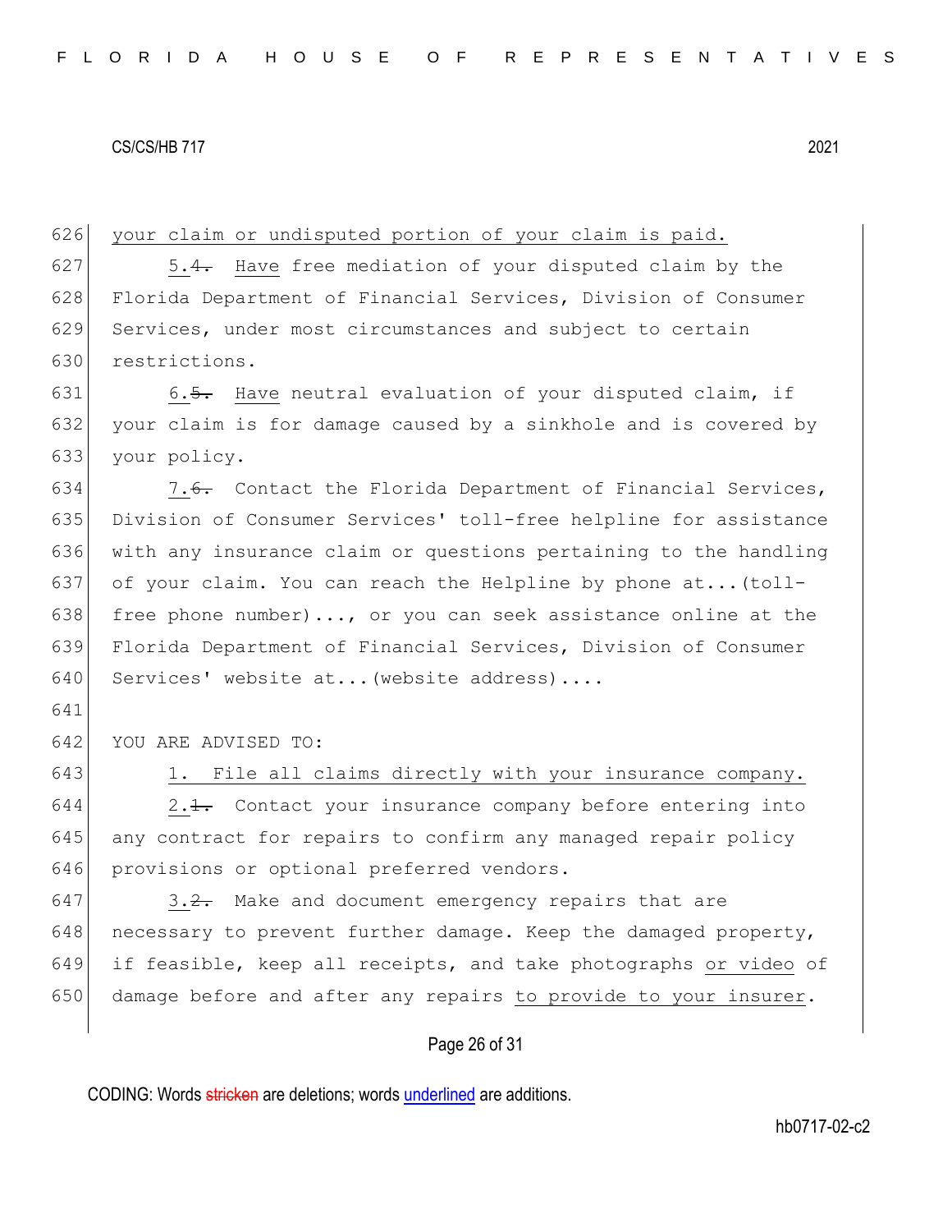your claim or undisputed portion of your claim is paid.

5.~~4.~~ Have free mediation of your disputed claim by the Florida Department of Financial Services, Division of Consumer Services, under most circumstances and subject to certain restrictions.

6.~~5.~~ Have neutral evaluation of your disputed claim, if your claim is for damage caused by a sinkhole and is covered by your policy.

7.~~6.~~ Contact the Florida Department of Financial Services, Division of Consumer Services' toll-free helpline for assistance with any insurance claim or questions pertaining to the handling of your claim. You can reach the Helpline by phone at...(toll-free phone number)..., or you can seek assistance online at the Florida Department of Financial Services, Division of Consumer Services' website at...(website address)....

YOU ARE ADVISED TO:

1. File all claims directly with your insurance company.

2.~~1.~~ Contact your insurance company before entering into any contract for repairs to confirm any managed repair policy provisions or optional preferred vendors.

3.~~2.~~ Make and document emergency repairs that are necessary to prevent further damage. Keep the damaged property, if feasible, keep all receipts, and take photographs or video of damage before and after any repairs to provide to your insurer.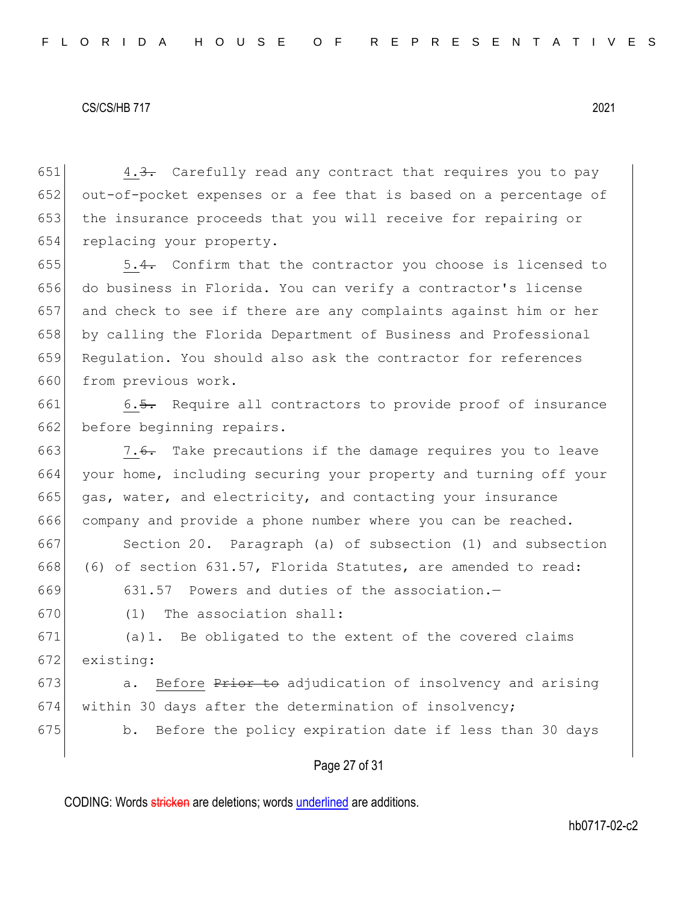4.~~3.~~ Carefully read any contract that requires you to pay out-of-pocket expenses or a fee that is based on a percentage of the insurance proceeds that you will receive for repairing or replacing your property.

5.~~4.~~ Confirm that the contractor you choose is licensed to do business in Florida. You can verify a contractor's license and check to see if there are any complaints against him or her by calling the Florida Department of Business and Professional Regulation. You should also ask the contractor for references from previous work.

6.~~5.~~ Require all contractors to provide proof of insurance before beginning repairs.

7.~~6.~~ Take precautions if the damage requires you to leave your home, including securing your property and turning off your gas, water, and electricity, and contacting your insurance company and provide a phone number where you can be reached.

Section 20. Paragraph (a) of subsection (1) and subsection (6) of section 631.57, Florida Statutes, are amended to read:

631.57 Powers and duties of the association.—

(1) The association shall:

(a)1. Be obligated to the extent of the covered claims existing:

a. Before ~~Prior to~~ adjudication of insolvency and arising within 30 days after the determination of insolvency;

b. Before the policy expiration date if less than 30 days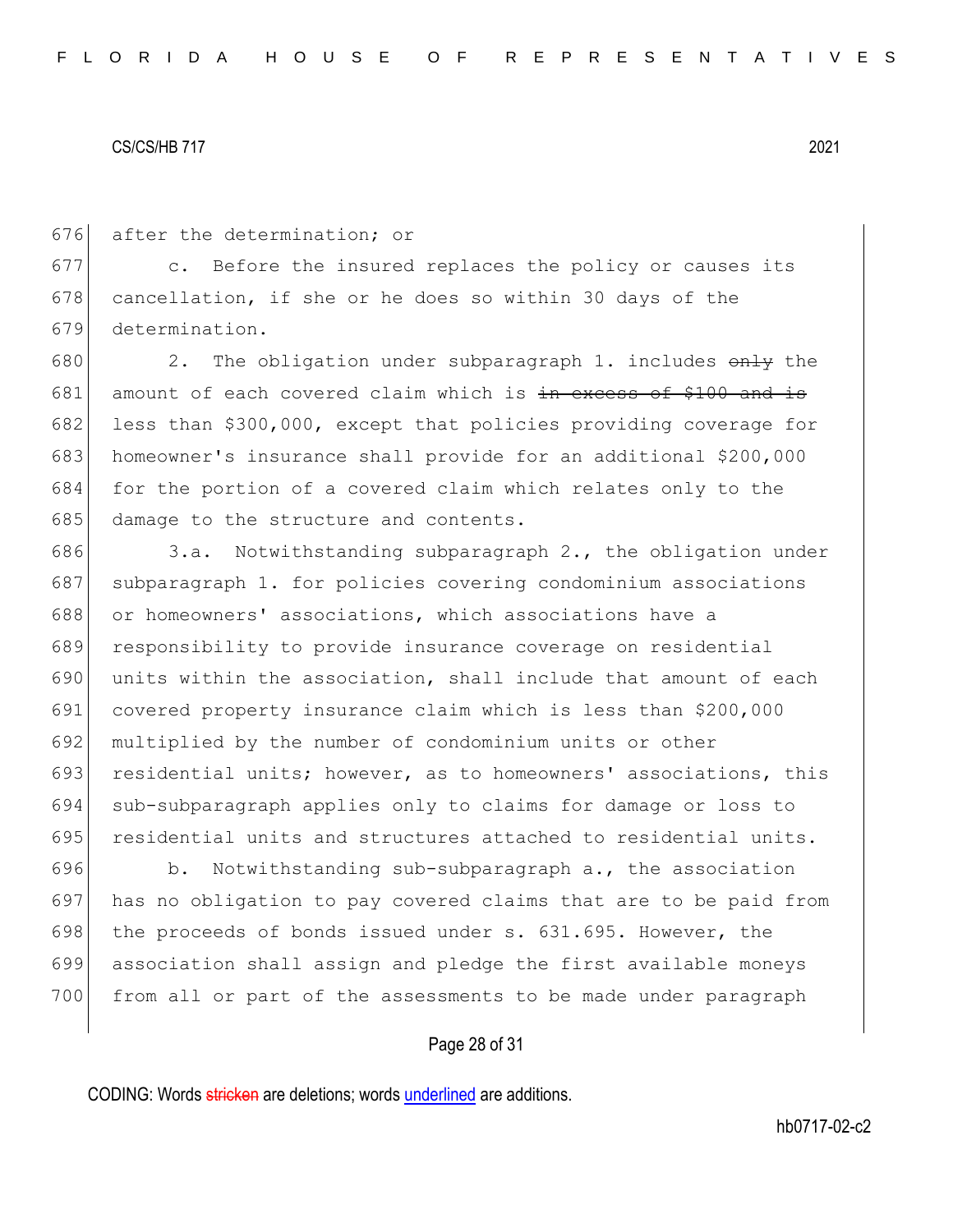after the determination; or

c. Before the insured replaces the policy or causes its cancellation, if she or he does so within 30 days of the determination.

2. The obligation under subparagraph 1. includes ~~only~~ the amount of each covered claim which is ~~in excess of $100 and is~~ less than $300,000, except that policies providing coverage for homeowner's insurance shall provide for an additional $200,000 for the portion of a covered claim which relates only to the damage to the structure and contents.

3.a. Notwithstanding subparagraph 2., the obligation under subparagraph 1. for policies covering condominium associations or homeowners' associations, which associations have a responsibility to provide insurance coverage on residential units within the association, shall include that amount of each covered property insurance claim which is less than $200,000 multiplied by the number of condominium units or other residential units; however, as to homeowners' associations, this sub-subparagraph applies only to claims for damage or loss to residential units and structures attached to residential units.

b. Notwithstanding sub-subparagraph a., the association has no obligation to pay covered claims that are to be paid from the proceeds of bonds issued under s. 631.695. However, the association shall assign and pledge the first available moneys from all or part of the assessments to be made under paragraph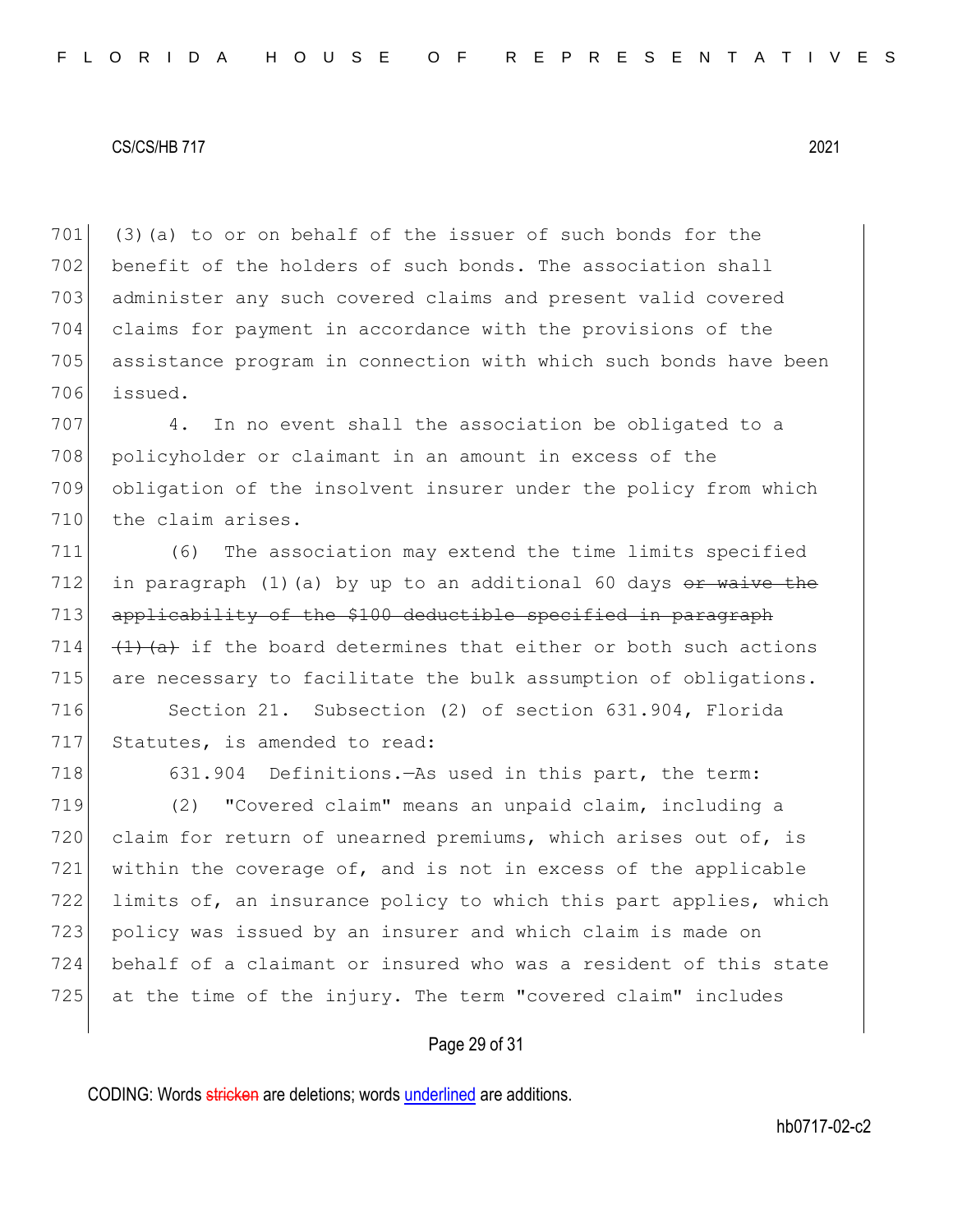(3)(a) to or on behalf of the issuer of such bonds for the benefit of the holders of such bonds. The association shall administer any such covered claims and present valid covered claims for payment in accordance with the provisions of the assistance program in connection with which such bonds have been issued.

4. In no event shall the association be obligated to a policyholder or claimant in an amount in excess of the obligation of the insolvent insurer under the policy from which the claim arises.

(6) The association may extend the time limits specified in paragraph (1)(a) by up to an additional 60 days ~~or waive the applicability of the $100 deductible specified in paragraph (1)(a)~~ if the board determines that either or both such actions are necessary to facilitate the bulk assumption of obligations.

Section 21. Subsection (2) of section 631.904, Florida Statutes, is amended to read:

631.904 Definitions.—As used in this part, the term:

(2) "Covered claim" means an unpaid claim, including a claim for return of unearned premiums, which arises out of, is within the coverage of, and is not in excess of the applicable limits of, an insurance policy to which this part applies, which policy was issued by an insurer and which claim is made on behalf of a claimant or insured who was a resident of this state at the time of the injury. The term "covered claim" includes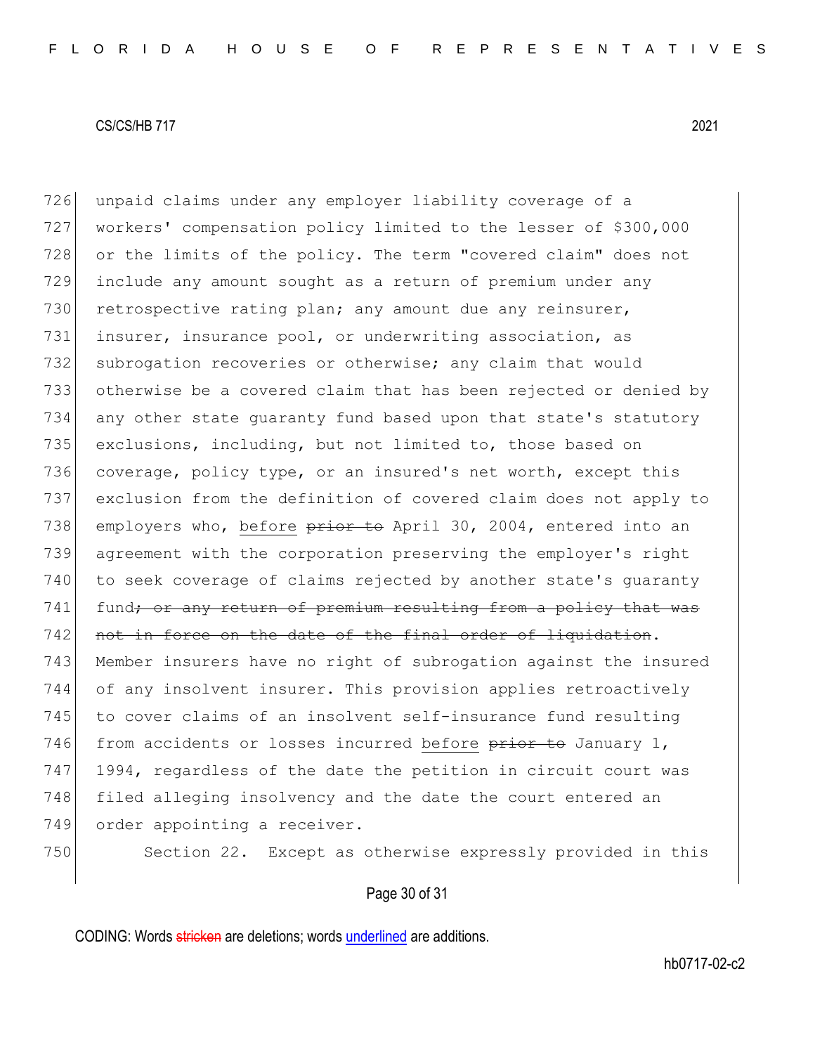726 unpaid claims under any employer liability coverage of a
727 workers' compensation policy limited to the lesser of $300,000
728 or the limits of the policy. The term "covered claim" does not
729 include any amount sought as a return of premium under any
730 retrospective rating plan; any amount due any reinsurer,
731 insurer, insurance pool, or underwriting association, as
732 subrogation recoveries or otherwise; any claim that would
733 otherwise be a covered claim that has been rejected or denied by
734 any other state guaranty fund based upon that state's statutory
735 exclusions, including, but not limited to, those based on
736 coverage, policy type, or an insured's net worth, except this
737 exclusion from the definition of covered claim does not apply to
738 employers who, <u>before</u> ~~prior to~~ April 30, 2004, entered into an
739 agreement with the corporation preserving the employer's right
740 to seek coverage of claims rejected by another state's guaranty
741 fund~~; or any return of premium resulting from a policy that was~~
742 ~~not in force on the date of the final order of liquidation~~.
743 Member insurers have no right of subrogation against the insured
744 of any insolvent insurer. This provision applies retroactively
745 to cover claims of an insolvent self-insurance fund resulting
746 from accidents or losses incurred <u>before</u> ~~prior to~~ January 1,
747 1994, regardless of the date the petition in circuit court was
748 filed alleging insolvency and the date the court entered an
749 order appointing a receiver.

750 Section 22. Except as otherwise expressly provided in this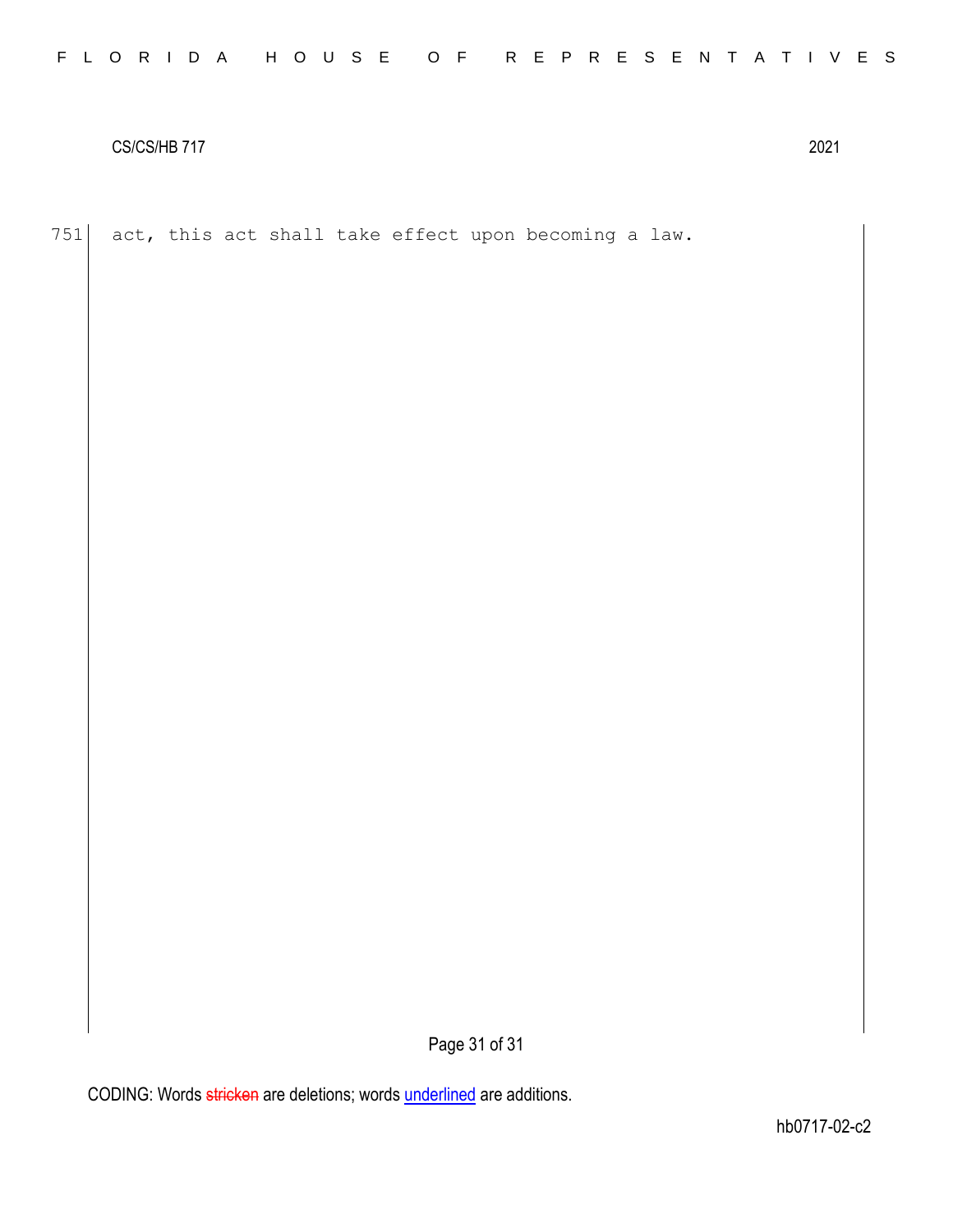751 act, this act shall take effect upon becoming a law.

CODING: Words stricken are deletions; words underlined are additions.